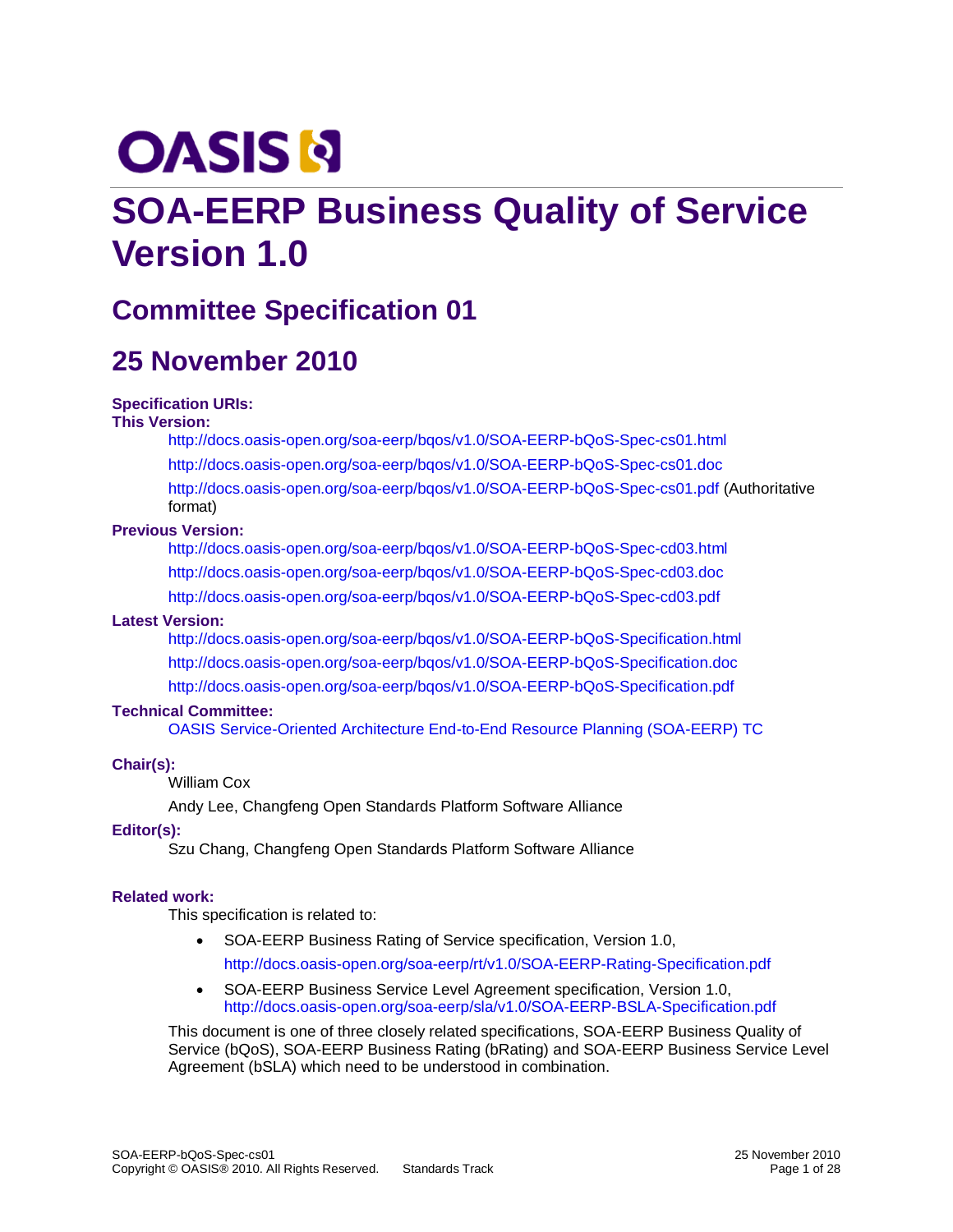OASIS

# SOA-EERP Business Quality of Service Version 1.0

## Committee Specification 01

## 25 November 2010

**Specification URIs:**

**This Version:**

http://docs.oasis-open.org/soa-eerp/bqos/v1.0/SOA-EERP-bQoS-Spec-cs01.html

http://docs.oasis-open.org/soa-eerp/bqos/v1.0/SOA-EERP-bQoS-Spec-cs01.doc

http://docs.oasis-open.org/soa-eerp/bqos/v1.0/SOA-EERP-bQoS-Spec-cs01.pdf (Authoritative format)

**Previous Version:**

http://docs.oasis-open.org/soa-eerp/bqos/v1.0/SOA-EERP-bQoS-Spec-cd03.html

http://docs.oasis-open.org/soa-eerp/bqos/v1.0/SOA-EERP-bQoS-Spec-cd03.doc

http://docs.oasis-open.org/soa-eerp/bqos/v1.0/SOA-EERP-bQoS-Spec-cd03.pdf

**Latest Version:**

http://docs.oasis-open.org/soa-eerp/bqos/v1.0/SOA-EERP-bQoS-Specification.html

http://docs.oasis-open.org/soa-eerp/bqos/v1.0/SOA-EERP-bQoS-Specification.doc

http://docs.oasis-open.org/soa-eerp/bqos/v1.0/SOA-EERP-bQoS-Specification.pdf

**Technical Committee:**

OASIS Service-Oriented Architecture End-to-End Resource Planning (SOA-EERP) TC

**Chair(s):**

William Cox

Andy Lee, Changfeng Open Standards Platform Software Alliance

**Editor(s):**

Szu Chang, Changfeng Open Standards Platform Software Alliance

**Related work:**

This specification is related to:

- SOA-EERP Business Rating of Service specification, Version 1.0, http://docs.oasis-open.org/soa-eerp/rt/v1.0/SOA-EERP-Rating-Specification.pdf
- SOA-EERP Business Service Level Agreement specification, Version 1.0, http://docs.oasis-open.org/soa-eerp/sla/v1.0/SOA-EERP-BSLA-Specification.pdf

This document is one of three closely related specifications, SOA-EERP Business Quality of Service (bQoS), SOA-EERP Business Rating (bRating) and SOA-EERP Business Service Level Agreement (bSLA) which need to be understood in combination.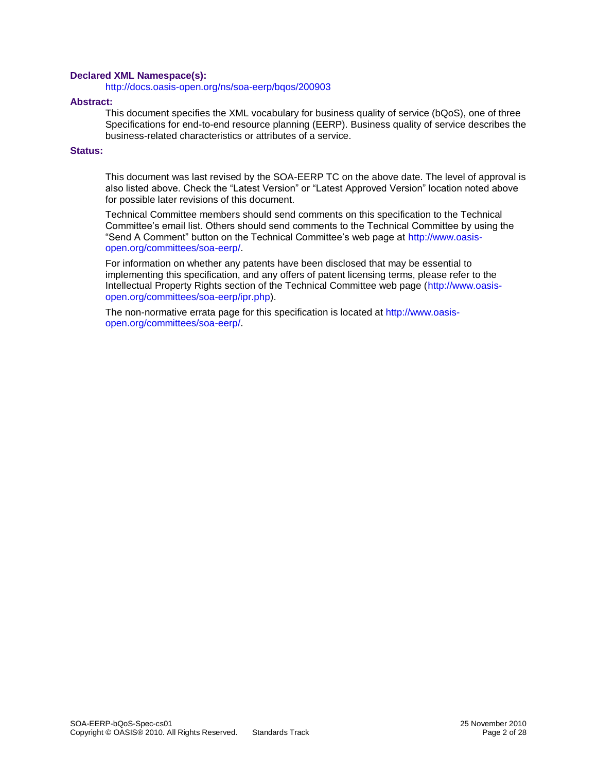**Declared XML Namespace(s):**

http://docs.oasis-open.org/ns/soa-eerp/bqos/200903

**Abstract:**

This document specifies the XML vocabulary for business quality of service (bQoS), one of three Specifications for end-to-end resource planning (EERP). Business quality of service describes the business-related characteristics or attributes of a service.

**Status:**

This document was last revised by the SOA-EERP TC on the above date. The level of approval is also listed above. Check the "Latest Version" or "Latest Approved Version" location noted above for possible later revisions of this document.

Technical Committee members should send comments on this specification to the Technical Committee's email list. Others should send comments to the Technical Committee by using the "Send A Comment" button on the Technical Committee's web page at http://www.oasis-open.org/committees/soa-eerp/.

For information on whether any patents have been disclosed that may be essential to implementing this specification, and any offers of patent licensing terms, please refer to the Intellectual Property Rights section of the Technical Committee web page (http://www.oasis-open.org/committees/soa-eerp/ipr.php).

The non-normative errata page for this specification is located at http://www.oasis-open.org/committees/soa-eerp/.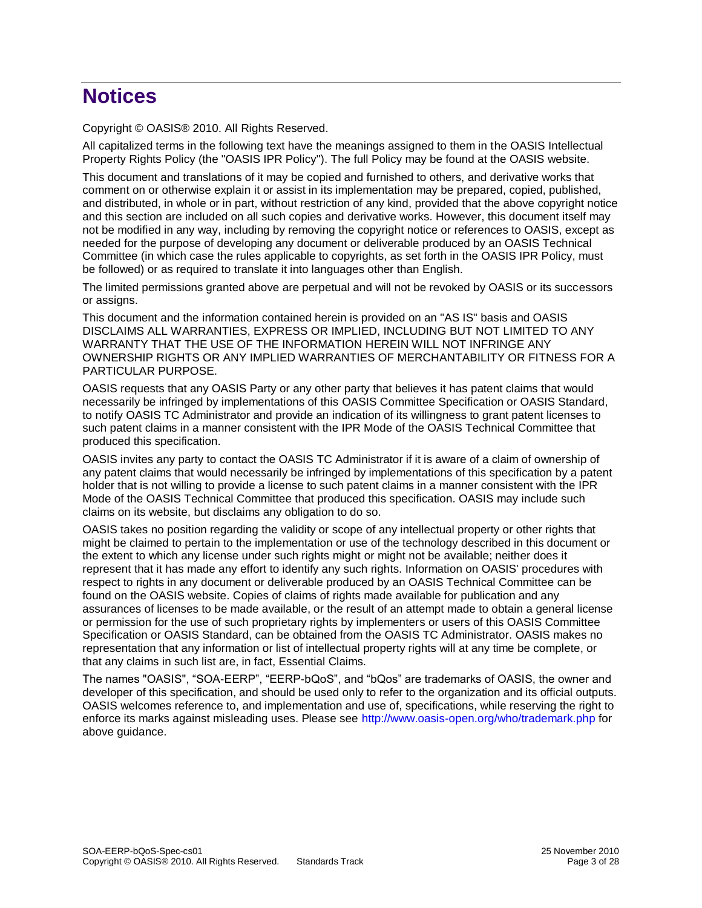# Notices

Copyright © OASIS® 2010. All Rights Reserved.

All capitalized terms in the following text have the meanings assigned to them in the OASIS Intellectual Property Rights Policy (the "OASIS IPR Policy"). The full Policy may be found at the OASIS website.

This document and translations of it may be copied and furnished to others, and derivative works that comment on or otherwise explain it or assist in its implementation may be prepared, copied, published, and distributed, in whole or in part, without restriction of any kind, provided that the above copyright notice and this section are included on all such copies and derivative works. However, this document itself may not be modified in any way, including by removing the copyright notice or references to OASIS, except as needed for the purpose of developing any document or deliverable produced by an OASIS Technical Committee (in which case the rules applicable to copyrights, as set forth in the OASIS IPR Policy, must be followed) or as required to translate it into languages other than English.

The limited permissions granted above are perpetual and will not be revoked by OASIS or its successors or assigns.

This document and the information contained herein is provided on an "AS IS" basis and OASIS DISCLAIMS ALL WARRANTIES, EXPRESS OR IMPLIED, INCLUDING BUT NOT LIMITED TO ANY WARRANTY THAT THE USE OF THE INFORMATION HEREIN WILL NOT INFRINGE ANY OWNERSHIP RIGHTS OR ANY IMPLIED WARRANTIES OF MERCHANTABILITY OR FITNESS FOR A PARTICULAR PURPOSE.

OASIS requests that any OASIS Party or any other party that believes it has patent claims that would necessarily be infringed by implementations of this OASIS Committee Specification or OASIS Standard, to notify OASIS TC Administrator and provide an indication of its willingness to grant patent licenses to such patent claims in a manner consistent with the IPR Mode of the OASIS Technical Committee that produced this specification.

OASIS invites any party to contact the OASIS TC Administrator if it is aware of a claim of ownership of any patent claims that would necessarily be infringed by implementations of this specification by a patent holder that is not willing to provide a license to such patent claims in a manner consistent with the IPR Mode of the OASIS Technical Committee that produced this specification. OASIS may include such claims on its website, but disclaims any obligation to do so.

OASIS takes no position regarding the validity or scope of any intellectual property or other rights that might be claimed to pertain to the implementation or use of the technology described in this document or the extent to which any license under such rights might or might not be available; neither does it represent that it has made any effort to identify any such rights. Information on OASIS' procedures with respect to rights in any document or deliverable produced by an OASIS Technical Committee can be found on the OASIS website. Copies of claims of rights made available for publication and any assurances of licenses to be made available, or the result of an attempt made to obtain a general license or permission for the use of such proprietary rights by implementers or users of this OASIS Committee Specification or OASIS Standard, can be obtained from the OASIS TC Administrator. OASIS makes no representation that any information or list of intellectual property rights will at any time be complete, or that any claims in such list are, in fact, Essential Claims.

The names "OASIS", "SOA-EERP", "EERP-bQoS", and "bQos" are trademarks of OASIS, the owner and developer of this specification, and should be used only to refer to the organization and its official outputs. OASIS welcomes reference to, and implementation and use of, specifications, while reserving the right to enforce its marks against misleading uses. Please see http://www.oasis-open.org/who/trademark.php for above guidance.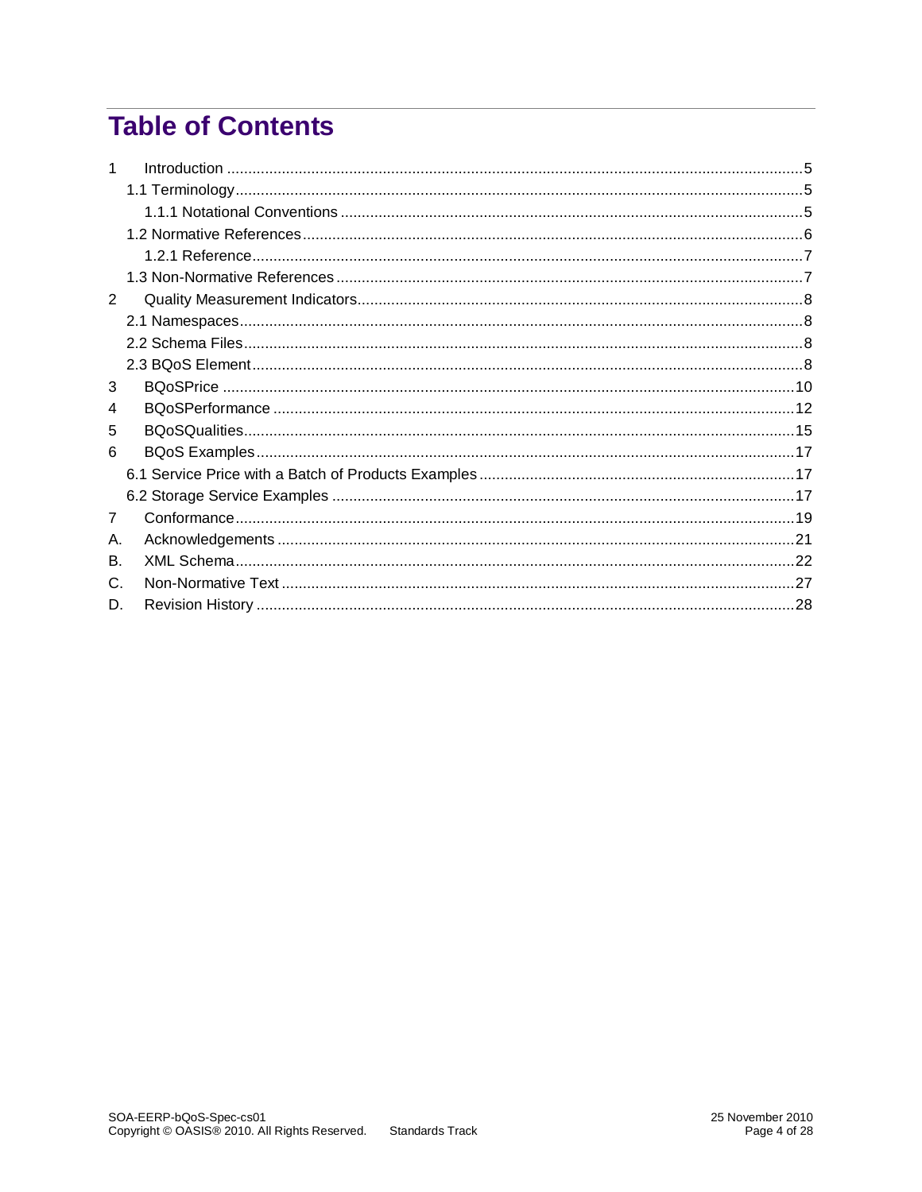# Table of Contents

1 Introduction ........................................................................................................................................ 5
  1.1 Terminology ...................................................................................................................................... 5
    1.1.1 Notational Conventions ............................................................................................................. 5
  1.2 Normative References ...................................................................................................................... 6
    1.2.1 Reference .................................................................................................................................. 7
  1.3 Non-Normative References .............................................................................................................. 7
2 Quality Measurement Indicators ......................................................................................................... 8
  2.1 Namespaces ..................................................................................................................................... 8
  2.2 Schema Files .................................................................................................................................... 8
  2.3 BQoS Element ................................................................................................................................... 8
3 BQoSPrice ........................................................................................................................................ 10
4 BQoSPerformance ........................................................................................................................... 12
5 BQoSQualities .................................................................................................................................. 15
6 BQoS Examples ............................................................................................................................... 17
  6.1 Service Price with a Batch of Products Examples ........................................................................... 17
  6.2 Storage Service Examples .............................................................................................................. 17
7 Conformance .................................................................................................................................... 19
A. Acknowledgements .......................................................................................................................... 21
B. XML Schema .................................................................................................................................... 22
C. Non-Normative Text ......................................................................................................................... 27
D. Revision History ............................................................................................................................... 28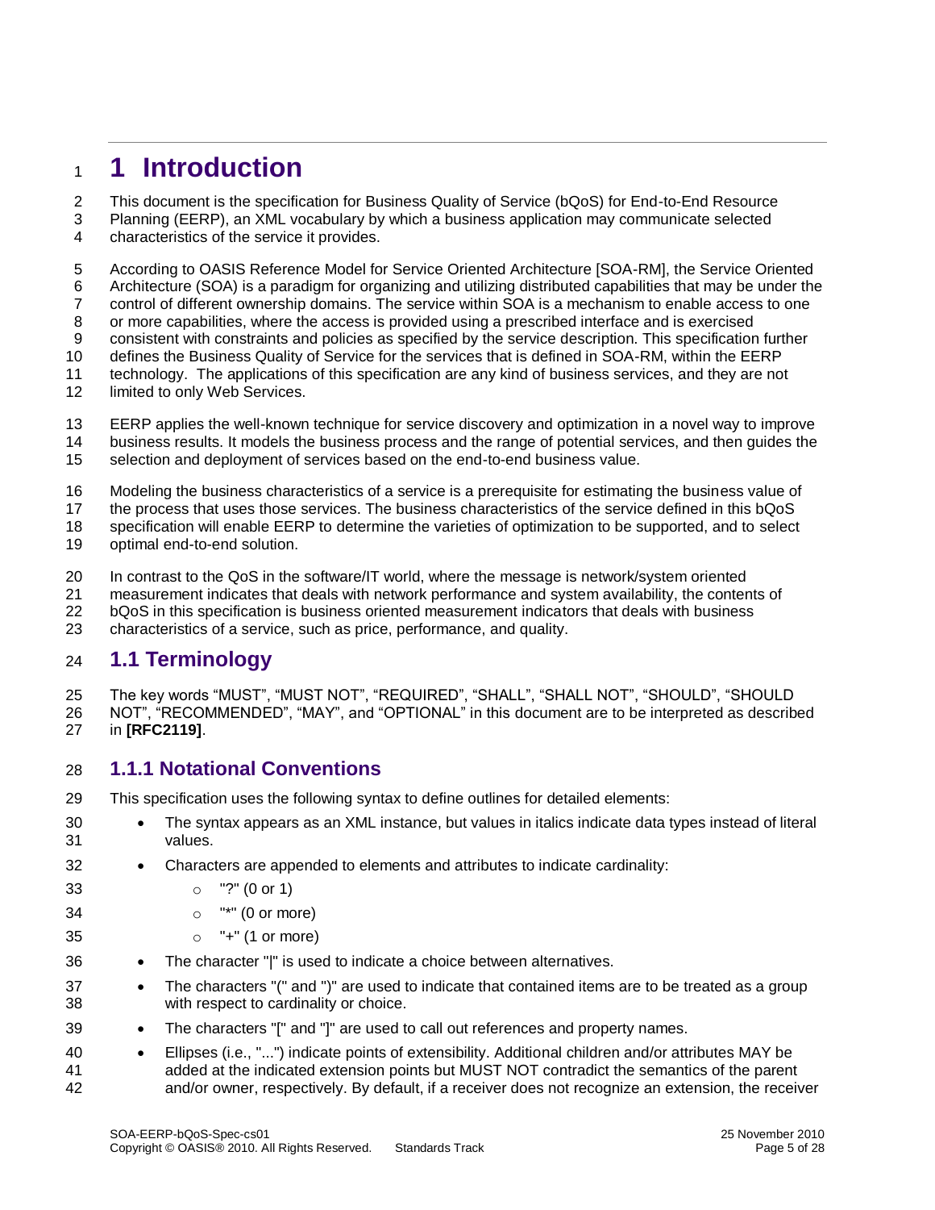# 1 Introduction

This document is the specification for Business Quality of Service (bQoS) for End-to-End Resource Planning (EERP), an XML vocabulary by which a business application may communicate selected characteristics of the service it provides.

According to OASIS Reference Model for Service Oriented Architecture [SOA-RM], the Service Oriented Architecture (SOA) is a paradigm for organizing and utilizing distributed capabilities that may be under the control of different ownership domains. The service within SOA is a mechanism to enable access to one or more capabilities, where the access is provided using a prescribed interface and is exercised consistent with constraints and policies as specified by the service description. This specification further defines the Business Quality of Service for the services that is defined in SOA-RM, within the EERP technology. The applications of this specification are any kind of business services, and they are not limited to only Web Services.

EERP applies the well-known technique for service discovery and optimization in a novel way to improve business results. It models the business process and the range of potential services, and then guides the selection and deployment of services based on the end-to-end business value.

Modeling the business characteristics of a service is a prerequisite for estimating the business value of the process that uses those services. The business characteristics of the service defined in this bQoS specification will enable EERP to determine the varieties of optimization to be supported, and to select optimal end-to-end solution.

In contrast to the QoS in the software/IT world, where the message is network/system oriented measurement indicates that deals with network performance and system availability, the contents of bQoS in this specification is business oriented measurement indicators that deals with business characteristics of a service, such as price, performance, and quality.

## 1.1 Terminology

The key words "MUST", "MUST NOT", "REQUIRED", "SHALL", "SHALL NOT", "SHOULD", "SHOULD NOT", "RECOMMENDED", "MAY", and "OPTIONAL" in this document are to be interpreted as described in **[RFC2119]**.

### 1.1.1 Notational Conventions

This specification uses the following syntax to define outlines for detailed elements:

- The syntax appears as an XML instance, but values in italics indicate data types instead of literal values.
- Characters are appended to elements and attributes to indicate cardinality:
  - "?" (0 or 1)
  - "*" (0 or more)
  - "+" (1 or more)
- The character "|" is used to indicate a choice between alternatives.
- The characters "(" and ")" are used to indicate that contained items are to be treated as a group with respect to cardinality or choice.
- The characters "[" and "]" are used to call out references and property names.
- Ellipses (i.e., "...") indicate points of extensibility. Additional children and/or attributes MAY be added at the indicated extension points but MUST NOT contradict the semantics of the parent and/or owner, respectively. By default, if a receiver does not recognize an extension, the receiver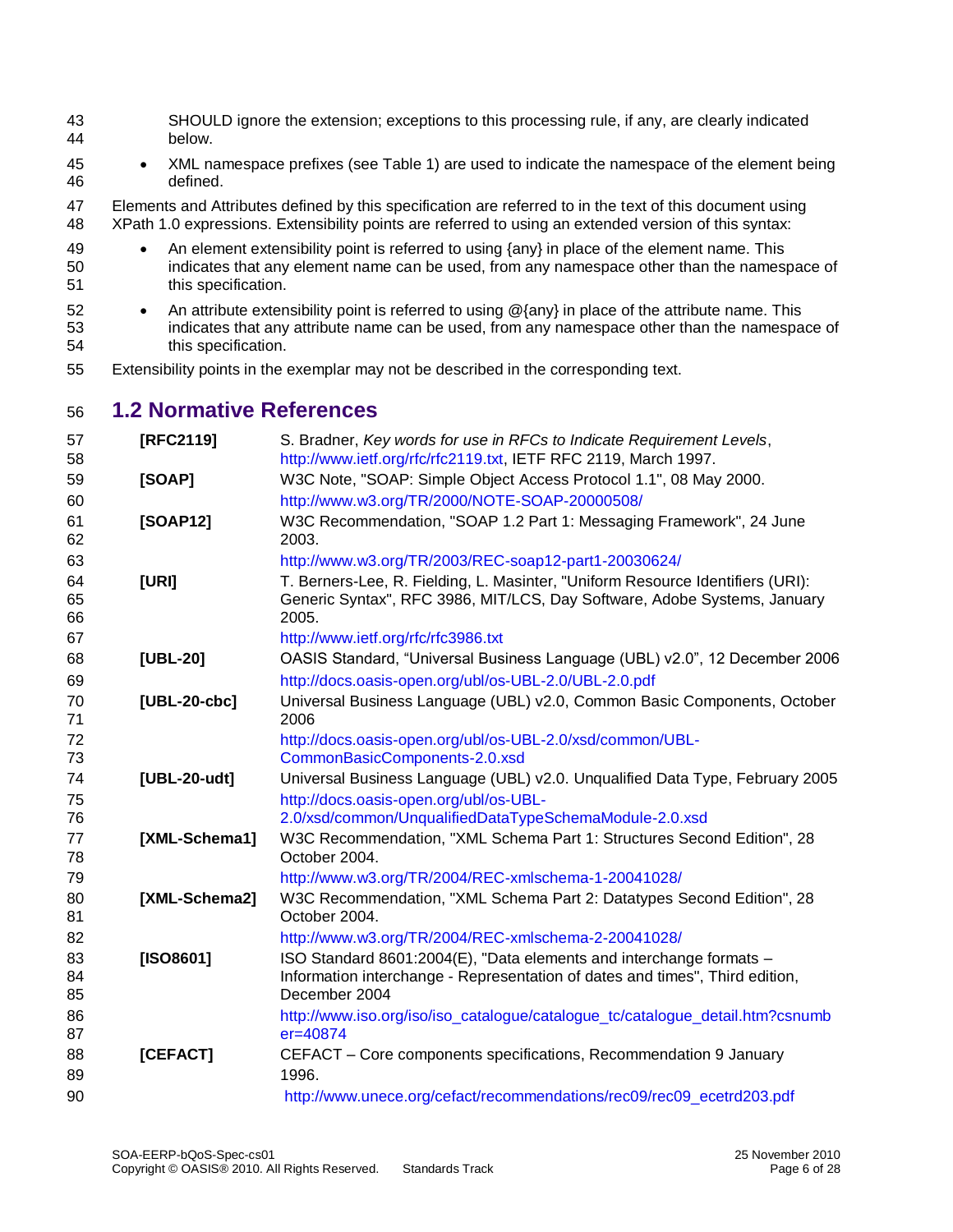SHOULD ignore the extension; exceptions to this processing rule, if any, are clearly indicated below.

- XML namespace prefixes (see Table 1) are used to indicate the namespace of the element being defined.

Elements and Attributes defined by this specification are referred to in the text of this document using XPath 1.0 expressions. Extensibility points are referred to using an extended version of this syntax:

- An element extensibility point is referred to using {any} in place of the element name. This indicates that any element name can be used, from any namespace other than the namespace of this specification.
- An attribute extensibility point is referred to using @{any} in place of the attribute name. This indicates that any attribute name can be used, from any namespace other than the namespace of this specification.

Extensibility points in the exemplar may not be described in the corresponding text.

## 1.2 Normative References

| | |
|---|---|
| **[RFC2119]** | S. Bradner, *Key words for use in RFCs to Indicate Requirement Levels*, http://www.ietf.org/rfc/rfc2119.txt, IETF RFC 2119, March 1997. |
| **[SOAP]** | W3C Note, "SOAP: Simple Object Access Protocol 1.1", 08 May 2000. http://www.w3.org/TR/2000/NOTE-SOAP-20000508/ |
| **[SOAP12]** | W3C Recommendation, "SOAP 1.2 Part 1: Messaging Framework", 24 June 2003. http://www.w3.org/TR/2003/REC-soap12-part1-20030624/ |
| **[URI]** | T. Berners-Lee, R. Fielding, L. Masinter, "Uniform Resource Identifiers (URI): Generic Syntax", RFC 3986, MIT/LCS, Day Software, Adobe Systems, January 2005. http://www.ietf.org/rfc/rfc3986.txt |
| **[UBL-20]** | OASIS Standard, "Universal Business Language (UBL) v2.0", 12 December 2006 http://docs.oasis-open.org/ubl/os-UBL-2.0/UBL-2.0.pdf |
| **[UBL-20-cbc]** | Universal Business Language (UBL) v2.0, Common Basic Components, October 2006 http://docs.oasis-open.org/ubl/os-UBL-2.0/xsd/common/UBL-CommonBasicComponents-2.0.xsd |
| **[UBL-20-udt]** | Universal Business Language (UBL) v2.0. Unqualified Data Type, February 2005 http://docs.oasis-open.org/ubl/os-UBL-2.0/xsd/common/UnqualifiedDataTypeSchemaModule-2.0.xsd |
| **[XML-Schema1]** | W3C Recommendation, "XML Schema Part 1: Structures Second Edition", 28 October 2004. http://www.w3.org/TR/2004/REC-xmlschema-1-20041028/ |
| **[XML-Schema2]** | W3C Recommendation, "XML Schema Part 2: Datatypes Second Edition", 28 October 2004. http://www.w3.org/TR/2004/REC-xmlschema-2-20041028/ |
| **[ISO8601]** | ISO Standard 8601:2004(E), "Data elements and interchange formats – Information interchange - Representation of dates and times", Third edition, December 2004 http://www.iso.org/iso/iso_catalogue/catalogue_tc/catalogue_detail.htm?csnumber=40874 |
| **[CEFACT]** | CEFACT – Core components specifications, Recommendation 9 January 1996. http://www.unece.org/cefact/recommendations/rec09/rec09_ecetrd203.pdf |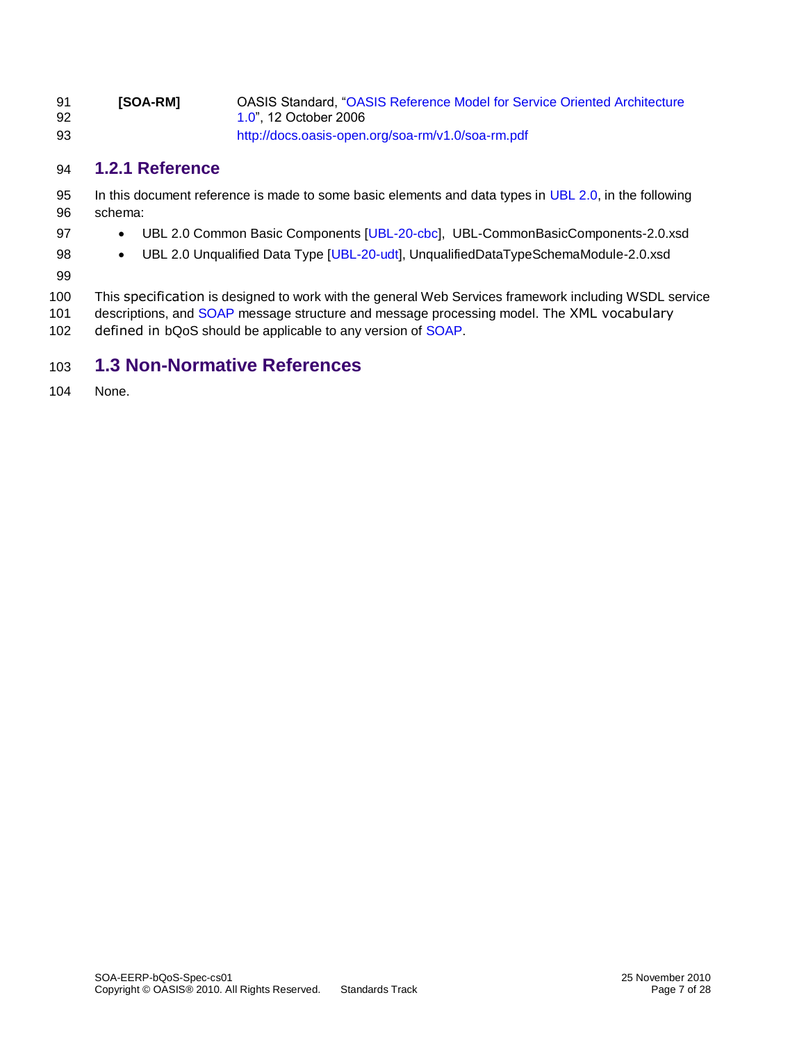**[SOA-RM]** OASIS Standard, "OASIS Reference Model for Service Oriented Architecture 1.0", 12 October 2006
http://docs.oasis-open.org/soa-rm/v1.0/soa-rm.pdf

### 1.2.1 Reference

In this document reference is made to some basic elements and data types in UBL 2.0, in the following schema:

- UBL 2.0 Common Basic Components [UBL-20-cbc], UBL-CommonBasicComponents-2.0.xsd
- UBL 2.0 Unqualified Data Type [UBL-20-udt], UnqualifiedDataTypeSchemaModule-2.0.xsd

This specification is designed to work with the general Web Services framework including WSDL service descriptions, and SOAP message structure and message processing model. The XML vocabulary defined in bQoS should be applicable to any version of SOAP.

## 1.3 Non-Normative References

None.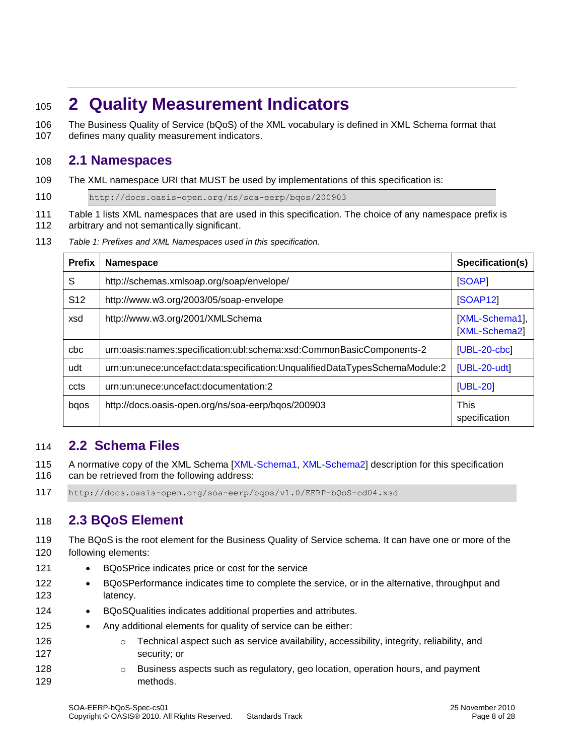# 2 Quality Measurement Indicators

The Business Quality of Service (bQoS) of the XML vocabulary is defined in XML Schema format that defines many quality measurement indicators.

## 2.1 Namespaces

The XML namespace URI that MUST be used by implementations of this specification is:

```
http://docs.oasis-open.org/ns/soa-eerp/bqos/200903
```

Table 1 lists XML namespaces that are used in this specification. The choice of any namespace prefix is arbitrary and not semantically significant.

*Table 1: Prefixes and XML Namespaces used in this specification.*

| Prefix | Namespace | Specification(s) |
|---|---|---|
| S | http://schemas.xmlsoap.org/soap/envelope/ | [SOAP] |
| S12 | http://www.w3.org/2003/05/soap-envelope | [SOAP12] |
| xsd | http://www.w3.org/2001/XMLSchema | [XML-Schema1], [XML-Schema2] |
| cbc | urn:oasis:names:specification:ubl:schema:xsd:CommonBasicComponents-2 | [UBL-20-cbc] |
| udt | urn:un:unece:uncefact:data:specification:UnqualifiedDataTypesSchemaModule:2 | [UBL-20-udt] |
| ccts | urn:un:unece:uncefact:documentation:2 | [UBL-20] |
| bqos | http://docs.oasis-open.org/ns/soa-eerp/bqos/200903 | This specification |

## 2.2 Schema Files

A normative copy of the XML Schema [XML-Schema1, XML-Schema2] description for this specification can be retrieved from the following address:

```
http://docs.oasis-open.org/soa-eerp/bqos/v1.0/EERP-bQoS-cd04.xsd
```

## 2.3 BQoS Element

The BQoS is the root element for the Business Quality of Service schema. It can have one or more of the following elements:

- BQoSPrice indicates price or cost for the service
- BQoSPerformance indicates time to complete the service, or in the alternative, throughput and latency.
- BQoSQualities indicates additional properties and attributes.
- Any additional elements for quality of service can be either:
    - Technical aspect such as service availability, accessibility, integrity, reliability, and security; or
    - Business aspects such as regulatory, geo location, operation hours, and payment methods.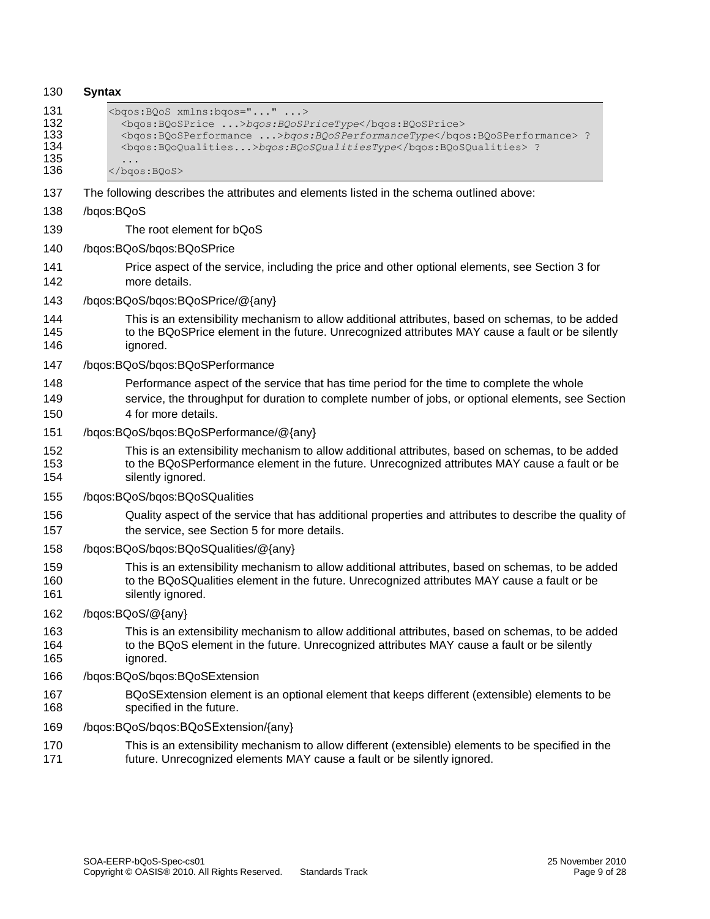**Syntax**

```
<bqos:BQoS xmlns:bqos="..." ...>
  <bqos:BQoSPrice ...>bqos:BQoSPriceType</bqos:BQoSPrice>
  <bqos:BQoSPerformance ...>bqos:BQoSPerformanceType</bqos:BQoSPerformance> ?
  <bqos:BQoQualities...>bqos:BQoSQualitiesType</bqos:BQoSQualities> ?
  ...
</bqos:BQoS>
```

The following describes the attributes and elements listed in the schema outlined above:

/bqos:BQoS

The root element for bQoS

/bqos:BQoS/bqos:BQoSPrice

Price aspect of the service, including the price and other optional elements, see Section 3 for more details.

/bqos:BQoS/bqos:BQoSPrice/@{any}

This is an extensibility mechanism to allow additional attributes, based on schemas, to be added to the BQoSPrice element in the future. Unrecognized attributes MAY cause a fault or be silently ignored.

/bqos:BQoS/bqos:BQoSPerformance

Performance aspect of the service that has time period for the time to complete the whole service, the throughput for duration to complete number of jobs, or optional elements, see Section 4 for more details.

/bqos:BQoS/bqos:BQoSPerformance/@{any}

This is an extensibility mechanism to allow additional attributes, based on schemas, to be added to the BQoSPerformance element in the future. Unrecognized attributes MAY cause a fault or be silently ignored.

/bqos:BQoS/bqos:BQoSQualities

Quality aspect of the service that has additional properties and attributes to describe the quality of the service, see Section 5 for more details.

/bqos:BQoS/bqos:BQoSQualities/@{any}

This is an extensibility mechanism to allow additional attributes, based on schemas, to be added to the BQoSQualities element in the future. Unrecognized attributes MAY cause a fault or be silently ignored.

/bqos:BQoS/@{any}

This is an extensibility mechanism to allow additional attributes, based on schemas, to be added to the BQoS element in the future. Unrecognized attributes MAY cause a fault or be silently ignored.

/bqos:BQoS/bqos:BQoSExtension

BQoSExtension element is an optional element that keeps different (extensible) elements to be specified in the future.

/bqos:BQoS/bqos:BQoSExtension/{any}

This is an extensibility mechanism to allow different (extensible) elements to be specified in the future. Unrecognized elements MAY cause a fault or be silently ignored.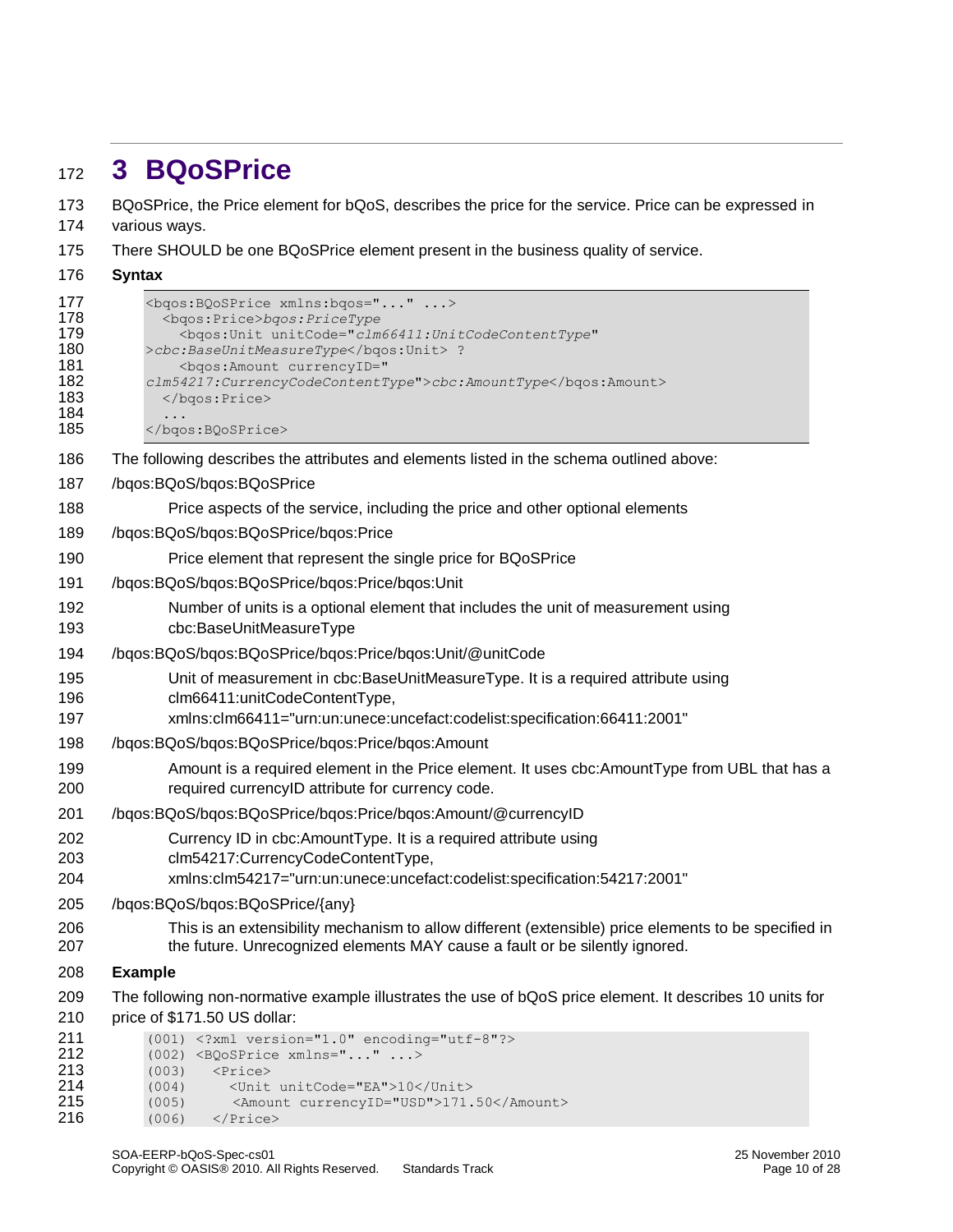# 3 BQoSPrice

BQoSPrice, the Price element for bQoS, describes the price for the service. Price can be expressed in various ways.

There SHOULD be one BQoSPrice element present in the business quality of service.

**Syntax**

```
<bqos:BQoSPrice xmlns:bqos="..." ...>
  <bqos:Price>bqos:PriceType
    <bqos:Unit unitCode="clm66411:UnitCodeContentType"
>cbc:BaseUnitMeasureType</bqos:Unit> ?
    <bqos:Amount currencyID="
clm54217:CurrencyCodeContentType">cbc:AmountType</bqos:Amount>
  </bqos:Price>
  ...
</bqos:BQoSPrice>
```

The following describes the attributes and elements listed in the schema outlined above:

/bqos:BQoS/bqos:BQoSPrice

Price aspects of the service, including the price and other optional elements

/bqos:BQoS/bqos:BQoSPrice/bqos:Price

Price element that represent the single price for BQoSPrice

/bqos:BQoS/bqos:BQoSPrice/bqos:Price/bqos:Unit

Number of units is a optional element that includes the unit of measurement using cbc:BaseUnitMeasureType

/bqos:BQoS/bqos:BQoSPrice/bqos:Price/bqos:Unit/@unitCode

Unit of measurement in cbc:BaseUnitMeasureType. It is a required attribute using clm66411:unitCodeContentType, xmlns:clm66411="urn:un:unece:uncefact:codelist:specification:66411:2001"

/bqos:BQoS/bqos:BQoSPrice/bqos:Price/bqos:Amount

Amount is a required element in the Price element. It uses cbc:AmountType from UBL that has a required currencyID attribute for currency code.

/bqos:BQoS/bqos:BQoSPrice/bqos:Price/bqos:Amount/@currencyID

Currency ID in cbc:AmountType. It is a required attribute using clm54217:CurrencyCodeContentType, xmlns:clm54217="urn:un:unece:uncefact:codelist:specification:54217:2001"

/bqos:BQoS/bqos:BQoSPrice/{any}

This is an extensibility mechanism to allow different (extensible) price elements to be specified in the future. Unrecognized elements MAY cause a fault or be silently ignored.

**Example**

The following non-normative example illustrates the use of bQoS price element. It describes 10 units for price of $171.50 US dollar:

```
(001) <?xml version="1.0" encoding="utf-8"?>
(002) <BQoSPrice xmlns="..." ...>
(003)   <Price>
(004)     <Unit unitCode="EA">10</Unit>
(005)     <Amount currencyID="USD">171.50</Amount>
(006)   </Price>
```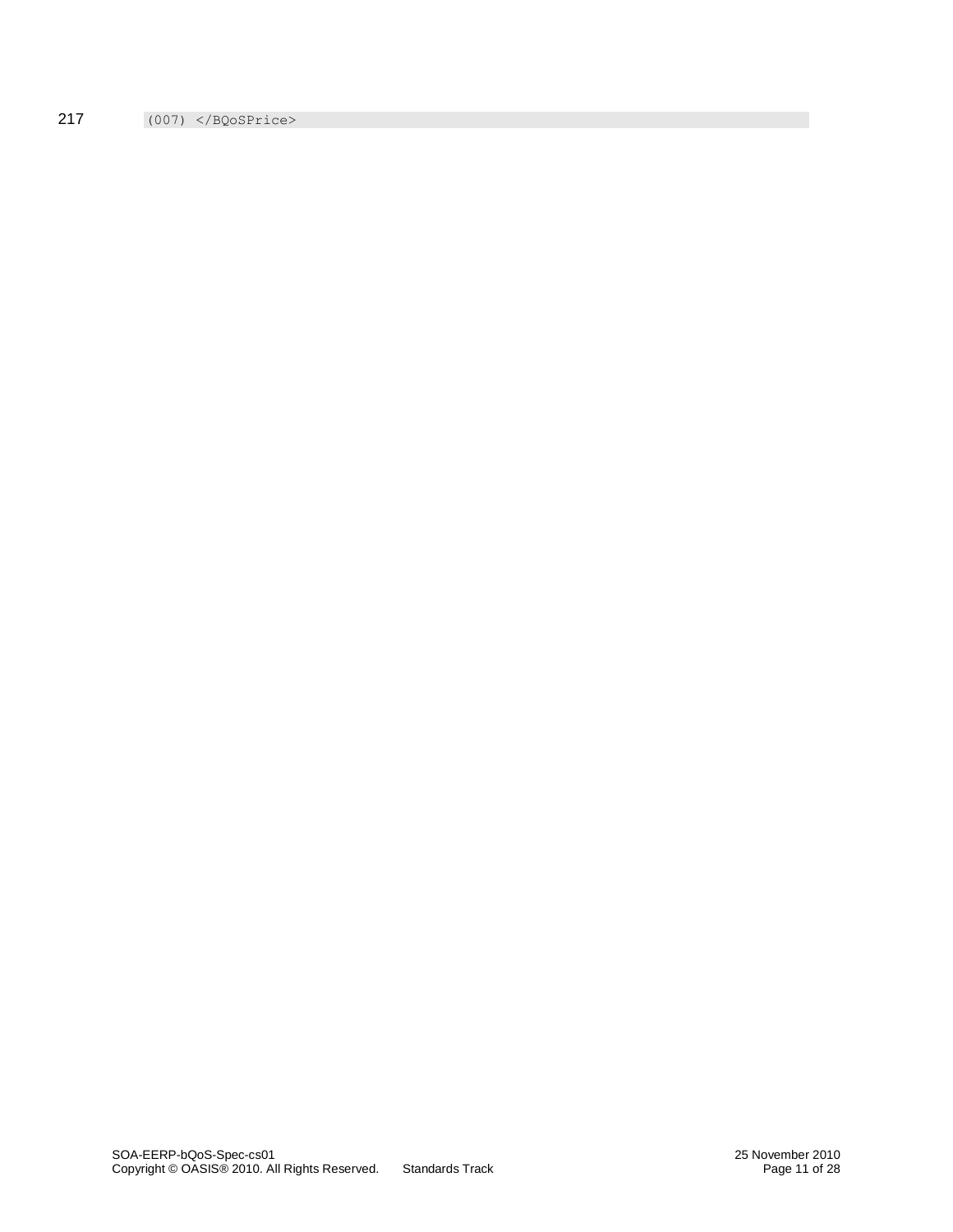```
(007) </BQoSPrice>
```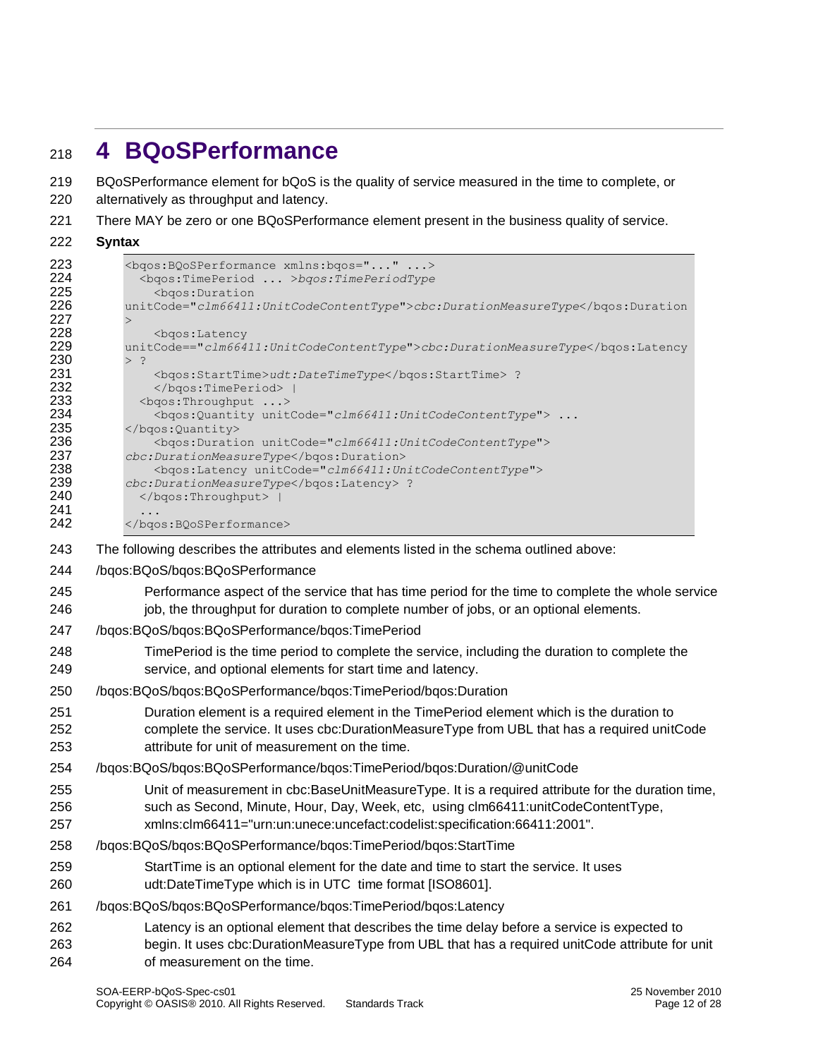# 4 BQoSPerformance

BQoSPerformance element for bQoS is the quality of service measured in the time to complete, or alternatively as throughput and latency.

There MAY be zero or one BQoSPerformance element present in the business quality of service.

**Syntax**

```
<bqos:BQoSPerformance xmlns:bqos="..." ...>
  <bqos:TimePeriod ... >bqos:TimePeriodType
    <bqos:Duration
unitCode="clm66411:UnitCodeContentType">cbc:DurationMeasureType</bqos:Duration
>
    <bqos:Latency
unitCode=="clm66411:UnitCodeContentType">cbc:DurationMeasureType</bqos:Latency
> ?
    <bqos:StartTime>udt:DateTimeType</bqos:StartTime> ?
    </bqos:TimePeriod> |
  <bqos:Throughput ...>
    <bqos:Quantity unitCode="clm66411:UnitCodeContentType"> ...
</bqos:Quantity>
    <bqos:Duration unitCode="clm66411:UnitCodeContentType">
cbc:DurationMeasureType</bqos:Duration>
    <bqos:Latency unitCode="clm66411:UnitCodeContentType">
cbc:DurationMeasureType</bqos:Latency> ?
  </bqos:Throughput> |
  ...
</bqos:BQoSPerformance>
```

The following describes the attributes and elements listed in the schema outlined above:

/bqos:BQoS/bqos:BQoSPerformance

> Performance aspect of the service that has time period for the time to complete the whole service job, the throughput for duration to complete number of jobs, or an optional elements.

/bqos:BQoS/bqos:BQoSPerformance/bqos:TimePeriod

> TimePeriod is the time period to complete the service, including the duration to complete the service, and optional elements for start time and latency.

/bqos:BQoS/bqos:BQoSPerformance/bqos:TimePeriod/bqos:Duration

> Duration element is a required element in the TimePeriod element which is the duration to complete the service. It uses cbc:DurationMeasureType from UBL that has a required unitCode attribute for unit of measurement on the time.

/bqos:BQoS/bqos:BQoSPerformance/bqos:TimePeriod/bqos:Duration/@unitCode

> Unit of measurement in cbc:BaseUnitMeasureType. It is a required attribute for the duration time, such as Second, Minute, Hour, Day, Week, etc, using clm66411:unitCodeContentType, xmlns:clm66411="urn:un:unece:uncefact:codelist:specification:66411:2001".

/bqos:BQoS/bqos:BQoSPerformance/bqos:TimePeriod/bqos:StartTime

> StartTime is an optional element for the date and time to start the service. It uses udt:DateTimeType which is in UTC time format [ISO8601].

/bqos:BQoS/bqos:BQoSPerformance/bqos:TimePeriod/bqos:Latency

> Latency is an optional element that describes the time delay before a service is expected to begin. It uses cbc:DurationMeasureType from UBL that has a required unitCode attribute for unit of measurement on the time.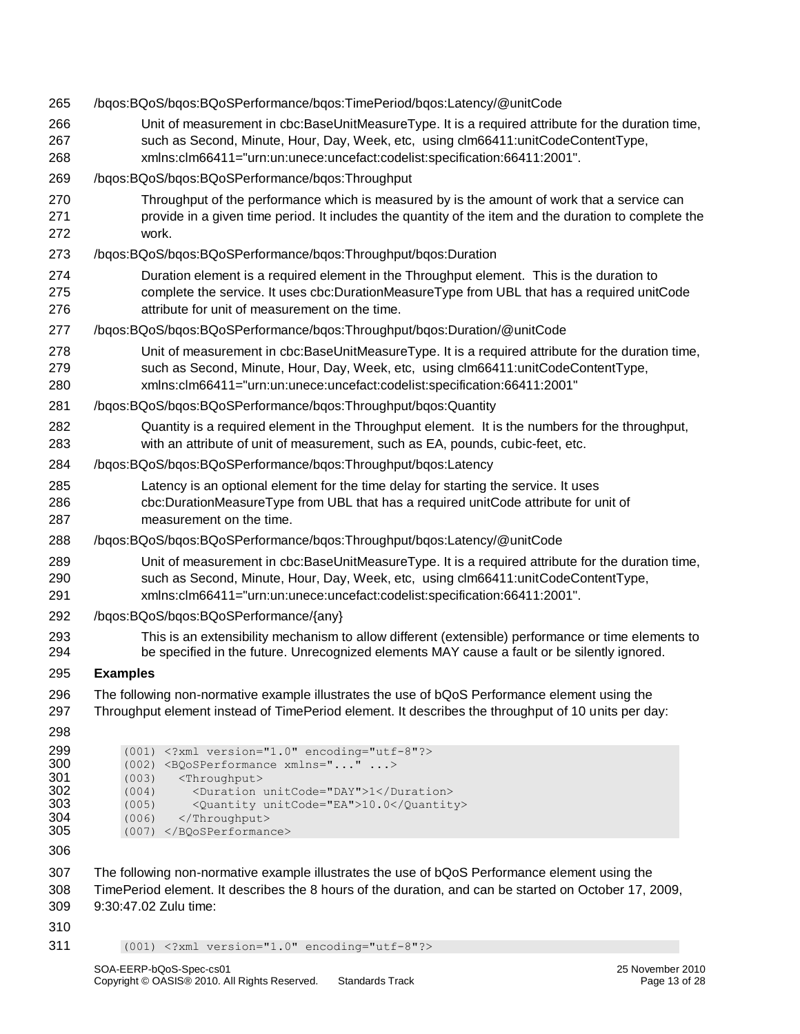/bqos:BQoS/bqos:BQoSPerformance/bqos:TimePeriod/bqos:Latency/@unitCode

Unit of measurement in cbc:BaseUnitMeasureType. It is a required attribute for the duration time, such as Second, Minute, Hour, Day, Week, etc, using clm66411:unitCodeContentType, xmlns:clm66411="urn:un:unece:uncefact:codelist:specification:66411:2001".

/bqos:BQoS/bqos:BQoSPerformance/bqos:Throughput

Throughput of the performance which is measured by is the amount of work that a service can provide in a given time period. It includes the quantity of the item and the duration to complete the work.

/bqos:BQoS/bqos:BQoSPerformance/bqos:Throughput/bqos:Duration

Duration element is a required element in the Throughput element. This is the duration to complete the service. It uses cbc:DurationMeasureType from UBL that has a required unitCode attribute for unit of measurement on the time.

/bqos:BQoS/bqos:BQoSPerformance/bqos:Throughput/bqos:Duration/@unitCode

Unit of measurement in cbc:BaseUnitMeasureType. It is a required attribute for the duration time, such as Second, Minute, Hour, Day, Week, etc, using clm66411:unitCodeContentType, xmlns:clm66411="urn:un:unece:uncefact:codelist:specification:66411:2001"

/bqos:BQoS/bqos:BQoSPerformance/bqos:Throughput/bqos:Quantity

Quantity is a required element in the Throughput element. It is the numbers for the throughput, with an attribute of unit of measurement, such as EA, pounds, cubic-feet, etc.

/bqos:BQoS/bqos:BQoSPerformance/bqos:Throughput/bqos:Latency

Latency is an optional element for the time delay for starting the service. It uses cbc:DurationMeasureType from UBL that has a required unitCode attribute for unit of measurement on the time.

/bqos:BQoS/bqos:BQoSPerformance/bqos:Throughput/bqos:Latency/@unitCode

Unit of measurement in cbc:BaseUnitMeasureType. It is a required attribute for the duration time, such as Second, Minute, Hour, Day, Week, etc, using clm66411:unitCodeContentType, xmlns:clm66411="urn:un:unece:uncefact:codelist:specification:66411:2001".

/bqos:BQoS/bqos:BQoSPerformance/{any}

This is an extensibility mechanism to allow different (extensible) performance or time elements to be specified in the future. Unrecognized elements MAY cause a fault or be silently ignored.

**Examples**

The following non-normative example illustrates the use of bQoS Performance element using the Throughput element instead of TimePeriod element. It describes the throughput of 10 units per day:

```
(001) <?xml version="1.0" encoding="utf-8"?>
(002) <BQoSPerformance xmlns="..." ...>
(003)   <Throughput>
(004)     <Duration unitCode="DAY">1</Duration>
(005)     <Quantity unitCode="EA">10.0</Quantity>
(006)   </Throughput>
(007) </BQoSPerformance>
```

The following non-normative example illustrates the use of bQoS Performance element using the TimePeriod element. It describes the 8 hours of the duration, and can be started on October 17, 2009, 9:30:47.02 Zulu time:

```
(001) <?xml version="1.0" encoding="utf-8"?>
```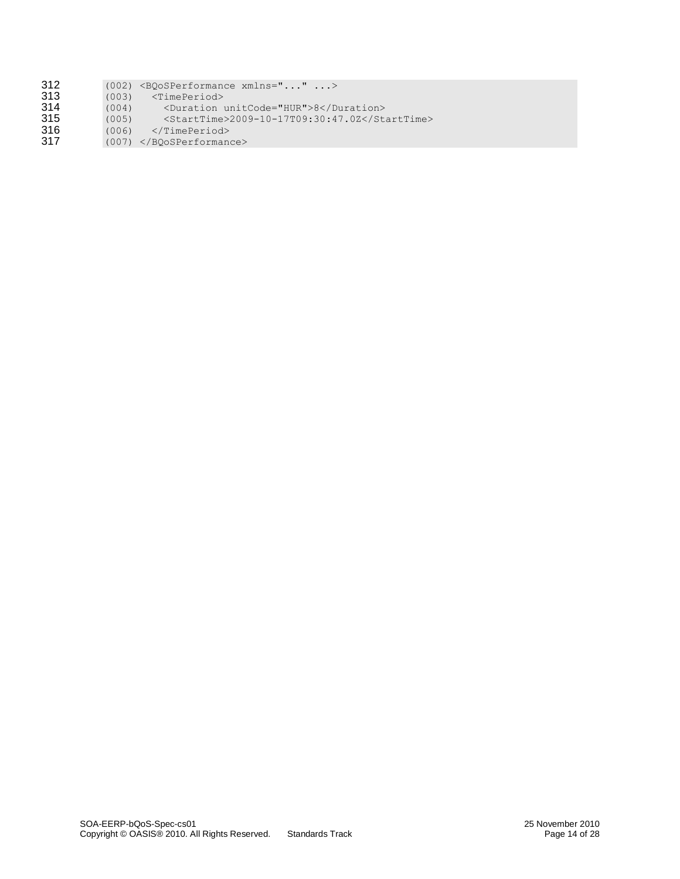```
(002) <BQoSPerformance xmlns="..." ...>
(003)   <TimePeriod>
(004)     <Duration unitCode="HUR">8</Duration>
(005)     <StartTime>2009-10-17T09:30:47.0Z</StartTime>
(006)   </TimePeriod>
(007) </BQoSPerformance>
```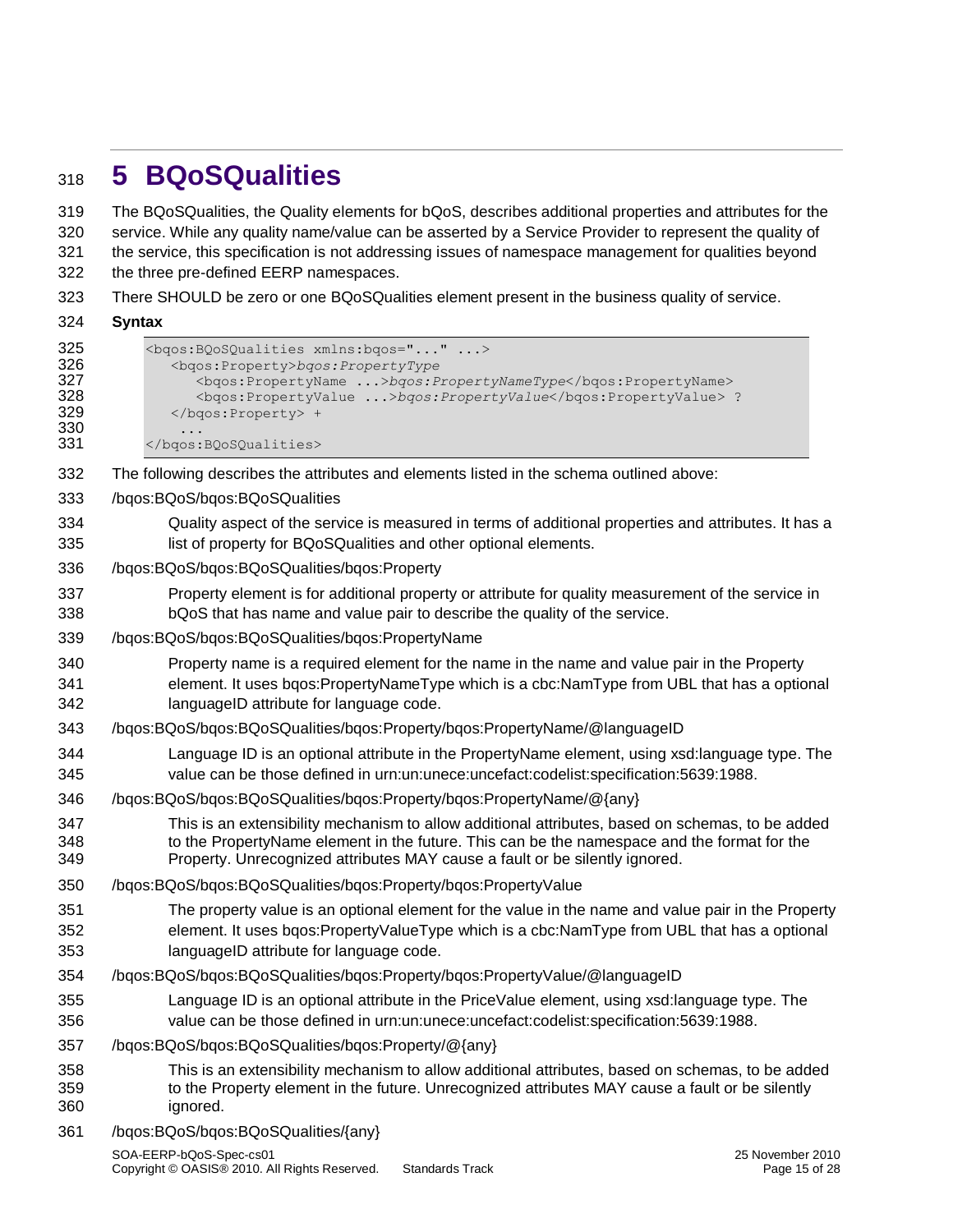# 5 BQoSQualities

The BQoSQualities, the Quality elements for bQoS, describes additional properties and attributes for the service. While any quality name/value can be asserted by a Service Provider to represent the quality of the service, this specification is not addressing issues of namespace management for qualities beyond the three pre-defined EERP namespaces.

There SHOULD be zero or one BQoSQualities element present in the business quality of service.

**Syntax**

```
<bqos:BQoSQualities xmlns:bqos="..." ...>
   <bqos:Property>bqos:PropertyType
      <bqos:PropertyName ...>bqos:PropertyNameType</bqos:PropertyName>
      <bqos:PropertyValue ...>bqos:PropertyValue</bqos:PropertyValue> ?
   </bqos:Property> +
    ...
</bqos:BQoSQualities>
```

The following describes the attributes and elements listed in the schema outlined above:

/bqos:BQoS/bqos:BQoSQualities

> Quality aspect of the service is measured in terms of additional properties and attributes. It has a list of property for BQoSQualities and other optional elements.

/bqos:BQoS/bqos:BQoSQualities/bqos:Property

> Property element is for additional property or attribute for quality measurement of the service in bQoS that has name and value pair to describe the quality of the service.

/bqos:BQoS/bqos:BQoSQualities/bqos:PropertyName

> Property name is a required element for the name in the name and value pair in the Property element. It uses bqos:PropertyNameType which is a cbc:NamType from UBL that has a optional languageID attribute for language code.

/bqos:BQoS/bqos:BQoSQualities/bqos:Property/bqos:PropertyName/@languageID

> Language ID is an optional attribute in the PropertyName element, using xsd:language type. The value can be those defined in urn:un:unece:uncefact:codelist:specification:5639:1988.

/bqos:BQoS/bqos:BQoSQualities/bqos:Property/bqos:PropertyName/@{any}

> This is an extensibility mechanism to allow additional attributes, based on schemas, to be added to the PropertyName element in the future. This can be the namespace and the format for the Property. Unrecognized attributes MAY cause a fault or be silently ignored.

/bqos:BQoS/bqos:BQoSQualities/bqos:Property/bqos:PropertyValue

> The property value is an optional element for the value in the name and value pair in the Property element. It uses bqos:PropertyValueType which is a cbc:NamType from UBL that has a optional languageID attribute for language code.

/bqos:BQoS/bqos:BQoSQualities/bqos:Property/bqos:PropertyValue/@languageID

> Language ID is an optional attribute in the PriceValue element, using xsd:language type. The value can be those defined in urn:un:unece:uncefact:codelist:specification:5639:1988.

/bqos:BQoS/bqos:BQoSQualities/bqos:Property/@{any}

> This is an extensibility mechanism to allow additional attributes, based on schemas, to be added to the Property element in the future. Unrecognized attributes MAY cause a fault or be silently ignored.

/bqos:BQoS/bqos:BQoSQualities/{any}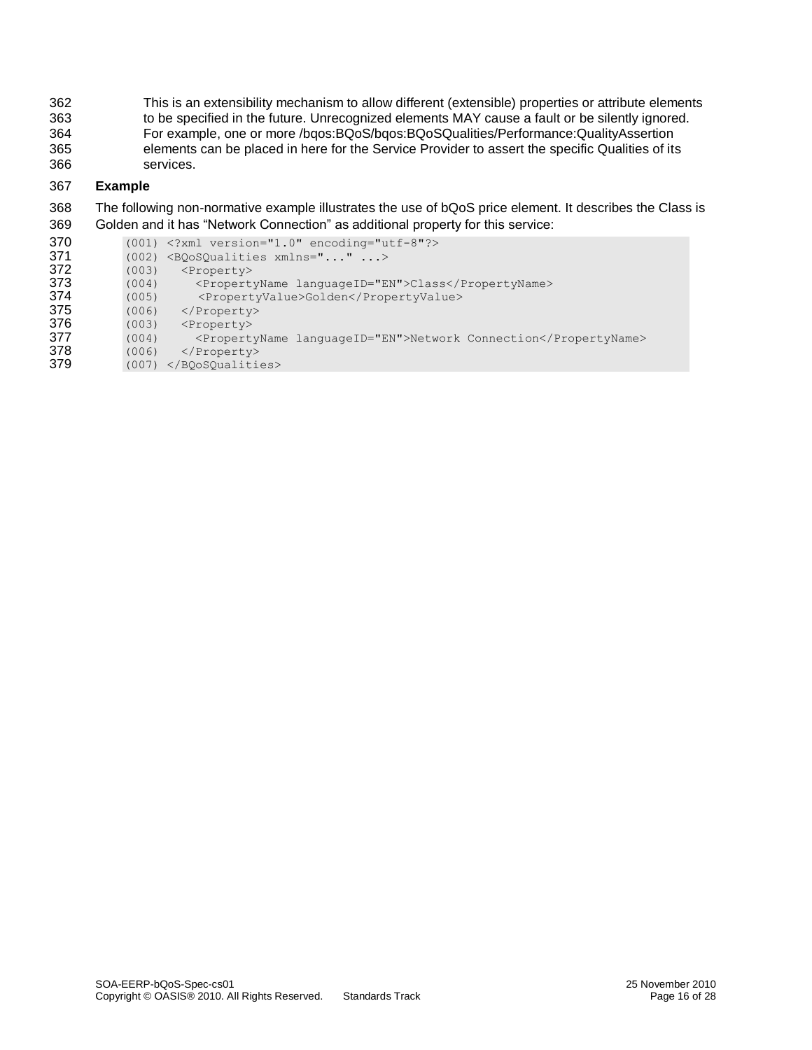This is an extensibility mechanism to allow different (extensible) properties or attribute elements to be specified in the future. Unrecognized elements MAY cause a fault or be silently ignored. For example, one or more /bqos:BQoS/bqos:BQoSQualities/Performance:QualityAssertion elements can be placed in here for the Service Provider to assert the specific Qualities of its services.

**Example**

The following non-normative example illustrates the use of bQoS price element. It describes the Class is Golden and it has "Network Connection" as additional property for this service:

```
(001) <?xml version="1.0" encoding="utf-8"?>
(002) <BQoSQualities xmlns="..." ...>
(003)   <Property>
(004)     <PropertyName languageID="EN">Class</PropertyName>
(005)      <PropertyValue>Golden</PropertyValue>
(006)   </Property>
(003)   <Property>
(004)     <PropertyName languageID="EN">Network Connection</PropertyName>
(006)   </Property>
(007) </BQoSQualities>
```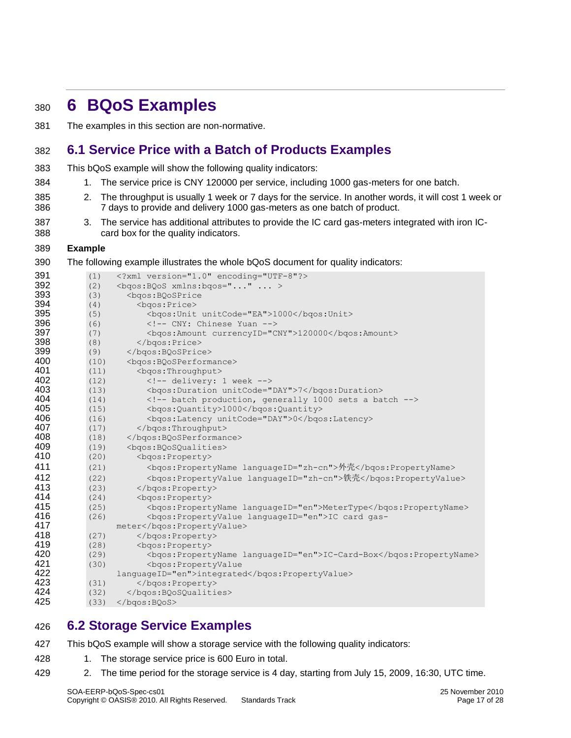# 6 BQoS Examples

The examples in this section are non-normative.

## 6.1 Service Price with a Batch of Products Examples

This bQoS example will show the following quality indicators:

1. The service price is CNY 120000 per service, including 1000 gas-meters for one batch.
2. The throughput is usually 1 week or 7 days for the service. In another words, it will cost 1 week or 7 days to provide and delivery 1000 gas-meters as one batch of product.
3. The service has additional attributes to provide the IC card gas-meters integrated with iron IC-card box for the quality indicators.

**Example**

The following example illustrates the whole bQoS document for quality indicators:

```
(1)  <?xml version="1.0" encoding="UTF-8"?>
(2)  <bqos:BQoS xmlns:bqos="..." ... >
(3)    <bqos:BQoSPrice
(4)      <bqos:Price>
(5)        <bqos:Unit unitCode="EA">1000</bqos:Unit>
(6)        <!-- CNY: Chinese Yuan -->
(7)        <bqos:Amount currencyID="CNY">120000</bqos:Amount>
(8)      </bqos:Price>
(9)    </bqos:BQoSPrice>
(10)   <bqos:BQoSPerformance>
(11)     <bqos:Throughput>
(12)       <!-- delivery: 1 week -->
(13)       <bqos:Duration unitCode="DAY">7</bqos:Duration>
(14)       <!-- batch production, generally 1000 sets a batch -->
(15)       <bqos:Quantity>1000</bqos:Quantity>
(16)       <bqos:Latency unitCode="DAY">0</bqos:Latency>
(17)     </bqos:Throughput>
(18)   </bqos:BQoSPerformance>
(19)   <bqos:BQoSQualities>
(20)     <bqos:Property>
(21)       <bqos:PropertyName languageID="zh-cn">外壳</bqos:PropertyName>
(22)       <bqos:PropertyValue languageID="zh-cn">铁壳</bqos:PropertyValue>
(23)     </bqos:Property>
(24)     <bqos:Property>
(25)       <bqos:PropertyName languageID="en">MeterType</bqos:PropertyName>
(26)       <bqos:PropertyValue languageID="en">IC card gas-
     meter</bqos:PropertyValue>
(27)     </bqos:Property>
(28)     <bqos:Property>
(29)       <bqos:PropertyName languageID="en">IC-Card-Box</bqos:PropertyName>
(30)       <bqos:PropertyValue
     languageID="en">integrated</bqos:PropertyValue>
(31)     </bqos:Property>
(32)   </bqos:BQoSQualities>
(33) </bqos:BQoS>
```

## 6.2 Storage Service Examples

This bQoS example will show a storage service with the following quality indicators:

1. The storage service price is 600 Euro in total.
2. The time period for the storage service is 4 day, starting from July 15, 2009, 16:30, UTC time.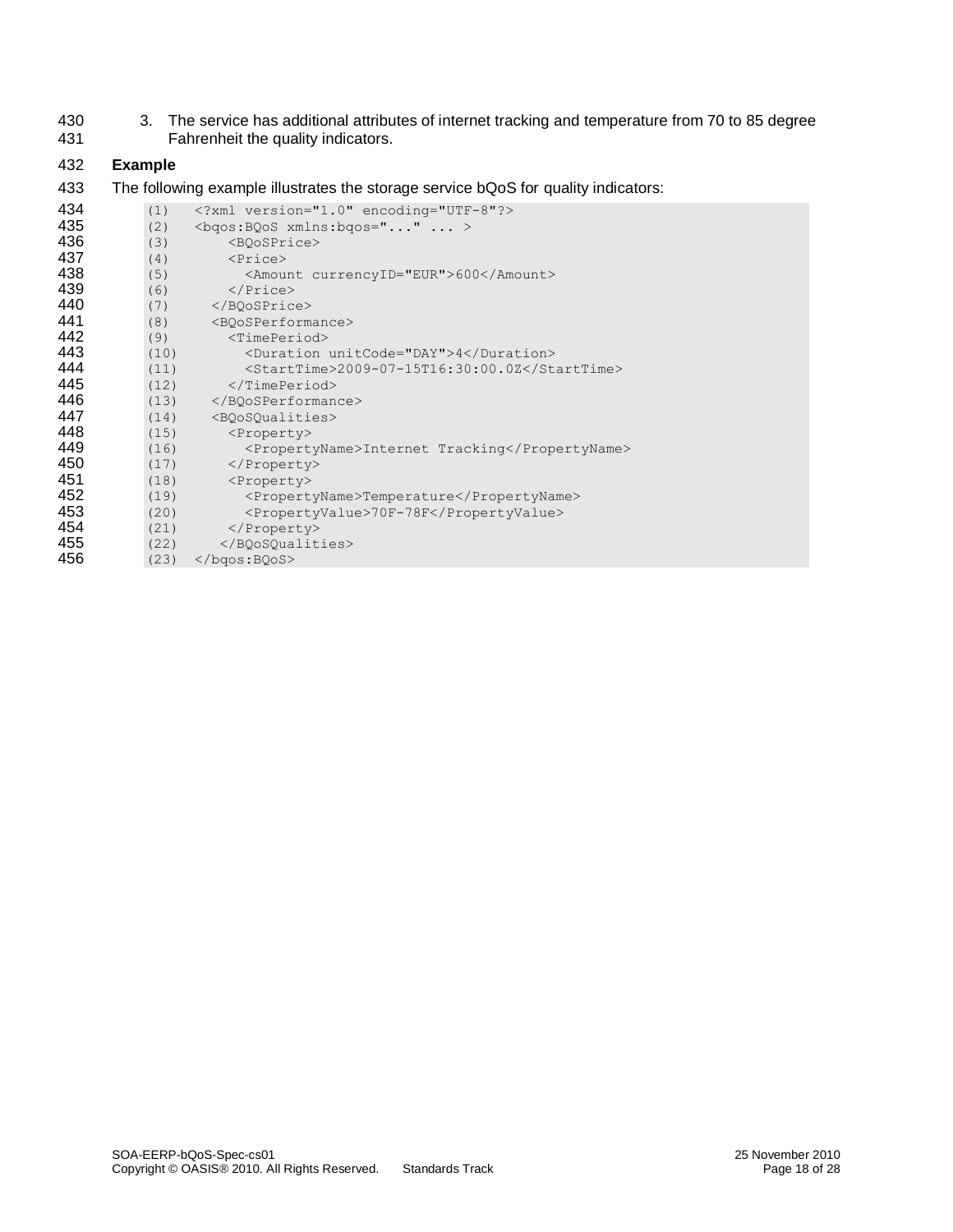3. The service has additional attributes of internet tracking and temperature from 70 to 85 degree Fahrenheit the quality indicators.

**Example**

The following example illustrates the storage service bQoS for quality indicators:

```
(1)   <?xml version="1.0" encoding="UTF-8"?>
(2)   <bqos:BQoS xmlns:bqos="..." ... >
(3)       <BQoSPrice>
(4)       <Price>
(5)         <Amount currencyID="EUR">600</Amount>
(6)       </Price>
(7)     </BQoSPrice>
(8)     <BQoSPerformance>
(9)       <TimePeriod>
(10)        <Duration unitCode="DAY">4</Duration>
(11)        <StartTime>2009-07-15T16:30:00.0Z</StartTime>
(12)      </TimePeriod>
(13)    </BQoSPerformance>
(14)    <BQoSQualities>
(15)      <Property>
(16)        <PropertyName>Internet Tracking</PropertyName>
(17)      </Property>
(18)      <Property>
(19)        <PropertyName>Temperature</PropertyName>
(20)        <PropertyValue>70F-78F</PropertyValue>
(21)      </Property>
(22)     </BQoSQualities>
(23)  </bqos:BQoS>
```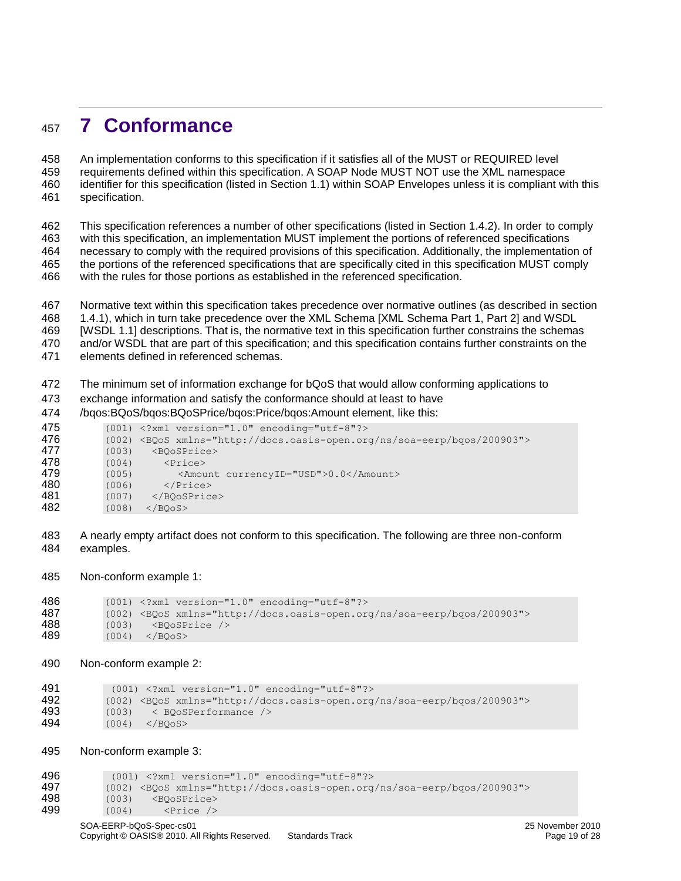# 7 Conformance

An implementation conforms to this specification if it satisfies all of the MUST or REQUIRED level requirements defined within this specification. A SOAP Node MUST NOT use the XML namespace identifier for this specification (listed in Section 1.1) within SOAP Envelopes unless it is compliant with this specification.

This specification references a number of other specifications (listed in Section 1.4.2). In order to comply with this specification, an implementation MUST implement the portions of referenced specifications necessary to comply with the required provisions of this specification. Additionally, the implementation of the portions of the referenced specifications that are specifically cited in this specification MUST comply with the rules for those portions as established in the referenced specification.

Normative text within this specification takes precedence over normative outlines (as described in section 1.4.1), which in turn take precedence over the XML Schema [XML Schema Part 1, Part 2] and WSDL [WSDL 1.1] descriptions. That is, the normative text in this specification further constrains the schemas and/or WSDL that are part of this specification; and this specification contains further constraints on the elements defined in referenced schemas.

The minimum set of information exchange for bQoS that would allow conforming applications to exchange information and satisfy the conformance should at least to have /bqos:BQoS/bqos:BQoSPrice/bqos:Price/bqos:Amount element, like this:

```
(001) <?xml version="1.0" encoding="utf-8"?>
(002) <BQoS xmlns="http://docs.oasis-open.org/ns/soa-eerp/bqos/200903">
(003)   <BQoSPrice>
(004)     <Price>
(005)       <Amount currencyID="USD">0.0</Amount>
(006)     </Price>
(007)   </BQoSPrice>
(008) </BQoS>
```

A nearly empty artifact does not conform to this specification. The following are three non-conform examples.

Non-conform example 1:

```
(001) <?xml version="1.0" encoding="utf-8"?>
(002) <BQoS xmlns="http://docs.oasis-open.org/ns/soa-eerp/bqos/200903">
(003)   <BQoSPrice />
(004) </BQoS>
```

Non-conform example 2:

```
(001) <?xml version="1.0" encoding="utf-8"?>
(002) <BQoS xmlns="http://docs.oasis-open.org/ns/soa-eerp/bqos/200903">
(003)   < BQoSPerformance />
(004) </BQoS>
```

Non-conform example 3:

```
(001) <?xml version="1.0" encoding="utf-8"?>
(002) <BQoS xmlns="http://docs.oasis-open.org/ns/soa-eerp/bqos/200903">
(003)   <BQoSPrice>
(004)     <Price />
```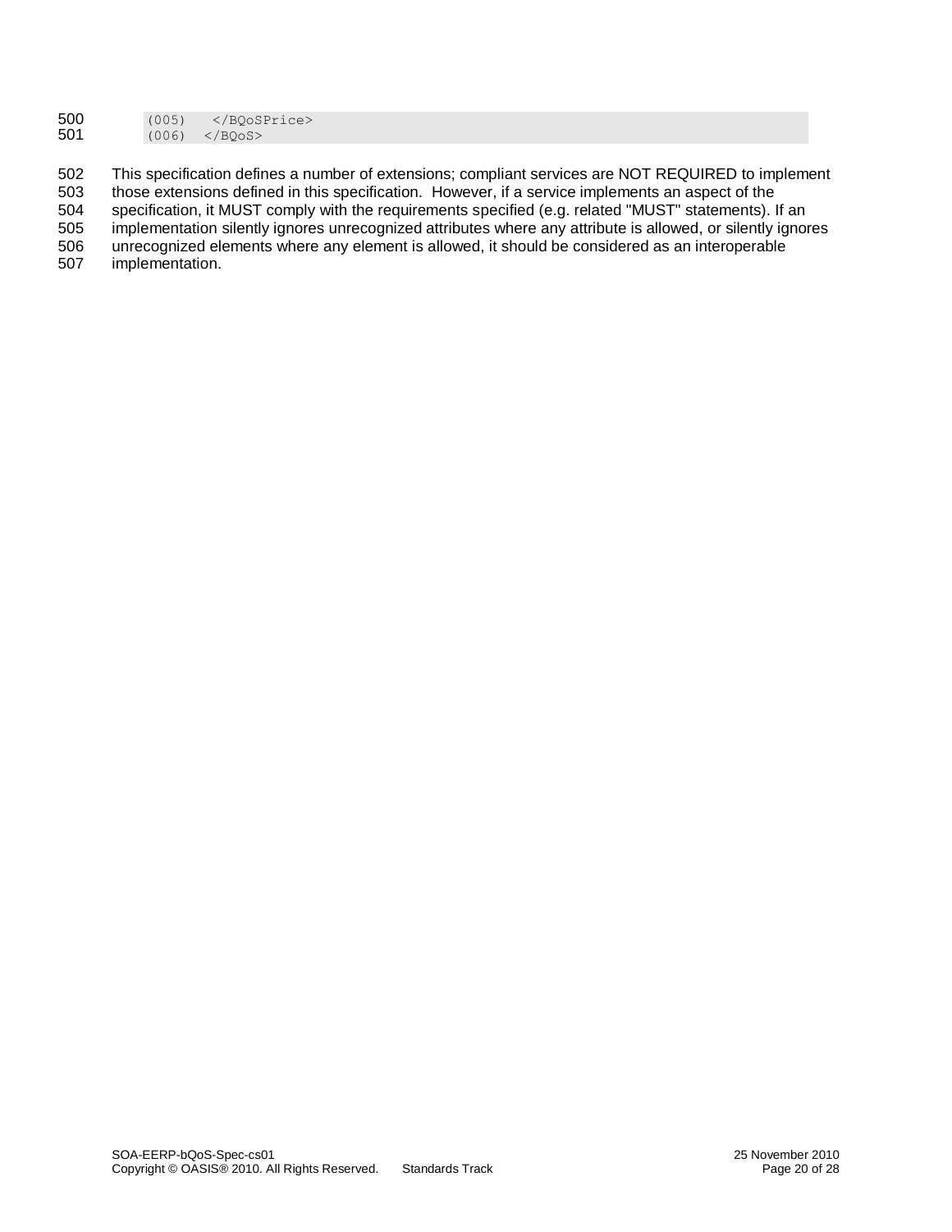```
(005)   </BQoSPrice>
(006)  </BQoS>
```

This specification defines a number of extensions; compliant services are NOT REQUIRED to implement those extensions defined in this specification. However, if a service implements an aspect of the specification, it MUST comply with the requirements specified (e.g. related "MUST" statements). If an implementation silently ignores unrecognized attributes where any attribute is allowed, or silently ignores unrecognized elements where any element is allowed, it should be considered as an interoperable implementation.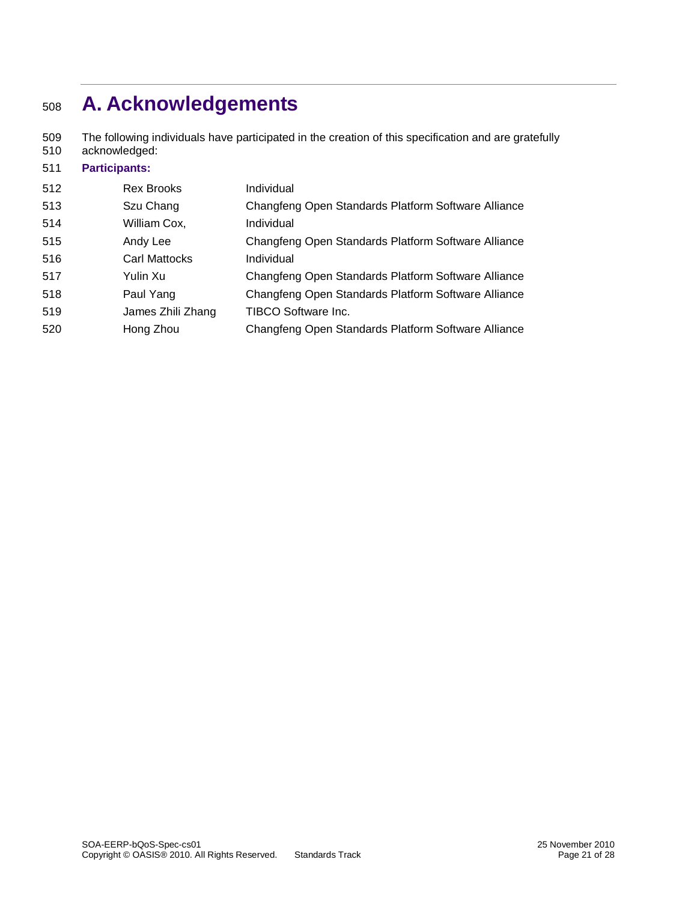# A. Acknowledgements

The following individuals have participated in the creation of this specification and are gratefully acknowledged:

**Participants:**

| | |
|---|---|
| Rex Brooks | Individual |
| Szu Chang | Changfeng Open Standards Platform Software Alliance |
| William Cox, | Individual |
| Andy Lee | Changfeng Open Standards Platform Software Alliance |
| Carl Mattocks | Individual |
| Yulin Xu | Changfeng Open Standards Platform Software Alliance |
| Paul Yang | Changfeng Open Standards Platform Software Alliance |
| James Zhili Zhang | TIBCO Software Inc. |
| Hong Zhou | Changfeng Open Standards Platform Software Alliance |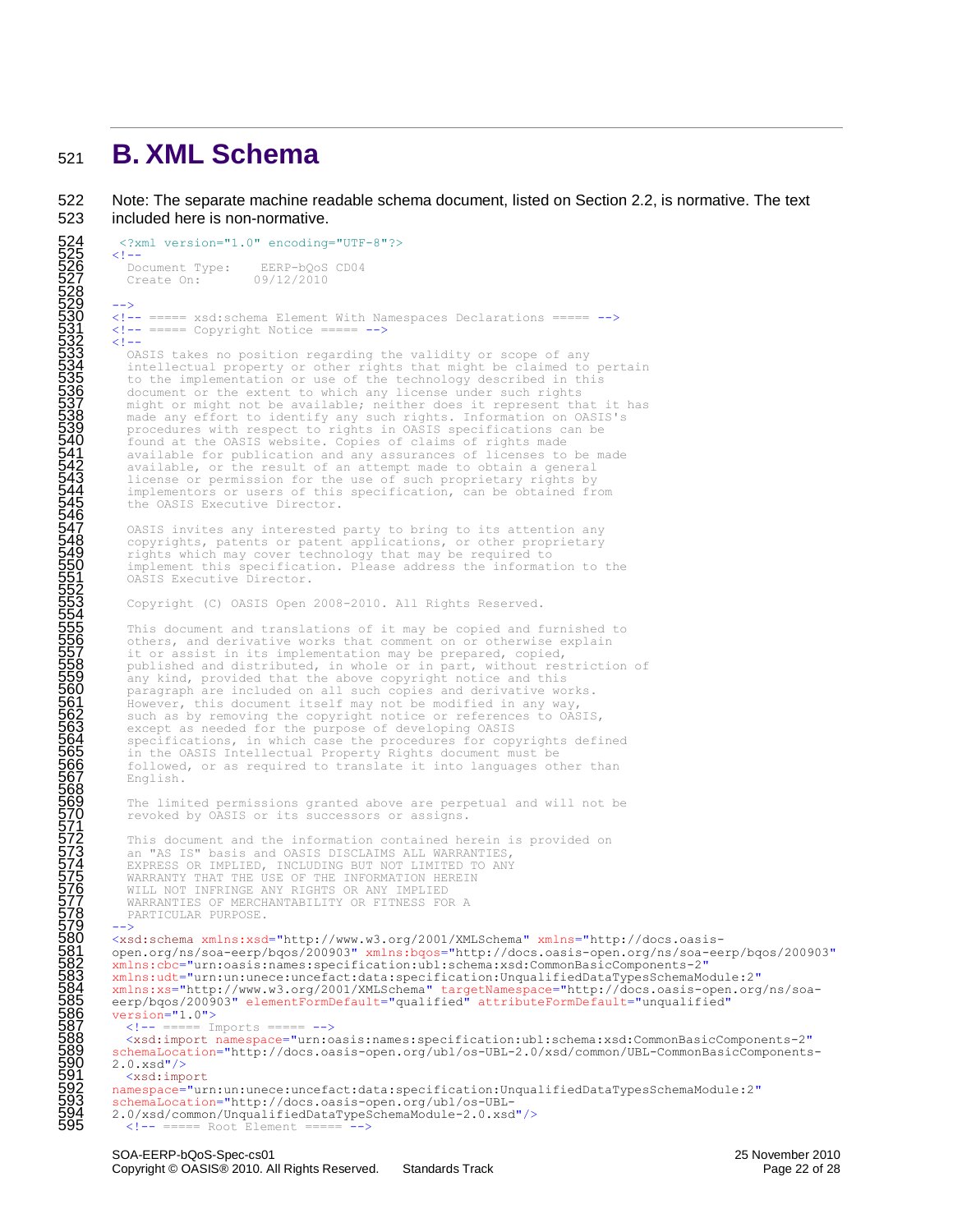# B. XML Schema

Note: The separate machine readable schema document, listed on Section 2.2, is normative. The text included here is non-normative.

```
 <?xml version="1.0" encoding="UTF-8"?>
<!--
  Document Type:    EERP-bQoS CD04
  Create On:       09/12/2010

-->
<!-- ===== xsd:schema Element With Namespaces Declarations ===== -->
<!-- ===== Copyright Notice ===== -->
<!--
  OASIS takes no position regarding the validity or scope of any
  intellectual property or other rights that might be claimed to pertain
  to the implementation or use of the technology described in this
  document or the extent to which any license under such rights
  might or might not be available; neither does it represent that it has
  made any effort to identify any such rights. Information on OASIS's
  procedures with respect to rights in OASIS specifications can be
  found at the OASIS website. Copies of claims of rights made
  available for publication and any assurances of licenses to be made
  available, or the result of an attempt made to obtain a general
  license or permission for the use of such proprietary rights by
  implementors or users of this specification, can be obtained from
  the OASIS Executive Director.

  OASIS invites any interested party to bring to its attention any
  copyrights, patents or patent applications, or other proprietary
  rights which may cover technology that may be required to
  implement this specification. Please address the information to the
  OASIS Executive Director.

  Copyright (C) OASIS Open 2008-2010. All Rights Reserved.

  This document and translations of it may be copied and furnished to
  others, and derivative works that comment on or otherwise explain
  it or assist in its implementation may be prepared, copied,
  published and distributed, in whole or in part, without restriction of
  any kind, provided that the above copyright notice and this
  paragraph are included on all such copies and derivative works.
  However, this document itself may not be modified in any way,
  such as by removing the copyright notice or references to OASIS,
  except as needed for the purpose of developing OASIS
  specifications, in which case the procedures for copyrights defined
  in the OASIS Intellectual Property Rights document must be
  followed, or as required to translate it into languages other than
  English.

  The limited permissions granted above are perpetual and will not be
  revoked by OASIS or its successors or assigns.

  This document and the information contained herein is provided on
  an "AS IS" basis and OASIS DISCLAIMS ALL WARRANTIES,
  EXPRESS OR IMPLIED, INCLUDING BUT NOT LIMITED TO ANY
  WARRANTY THAT THE USE OF THE INFORMATION HEREIN
  WILL NOT INFRINGE ANY RIGHTS OR ANY IMPLIED
  WARRANTIES OF MERCHANTABILITY OR FITNESS FOR A
  PARTICULAR PURPOSE.
-->
<xsd:schema xmlns:xsd="http://www.w3.org/2001/XMLSchema" xmlns="http://docs.oasis-
open.org/ns/soa-eerp/bqos/200903" xmlns:bqos="http://docs.oasis-open.org/ns/soa-eerp/bqos/200903"
xmlns:cbc="urn:oasis:names:specification:ubl:schema:xsd:CommonBasicComponents-2"
xmlns:udt="urn:un:unece:uncefact:data:specification:UnqualifiedDataTypesSchemaModule:2"
xmlns:xs="http://www.w3.org/2001/XMLSchema" targetNamespace="http://docs.oasis-open.org/ns/soa-
eerp/bqos/200903" elementFormDefault="qualified" attributeFormDefault="unqualified"
version="1.0">
  <!-- ===== Imports ===== -->
  <xsd:import namespace="urn:oasis:names:specification:ubl:schema:xsd:CommonBasicComponents-2"
schemaLocation="http://docs.oasis-open.org/ubl/os-UBL-2.0/xsd/common/UBL-CommonBasicComponents-
2.0.xsd"/>
  <xsd:import
namespace="urn:un:unece:uncefact:data:specification:UnqualifiedDataTypesSchemaModule:2"
schemaLocation="http://docs.oasis-open.org/ubl/os-UBL-
2.0/xsd/common/UnqualifiedDataTypeSchemaModule-2.0.xsd"/>
  <!-- ===== Root Element ===== -->
```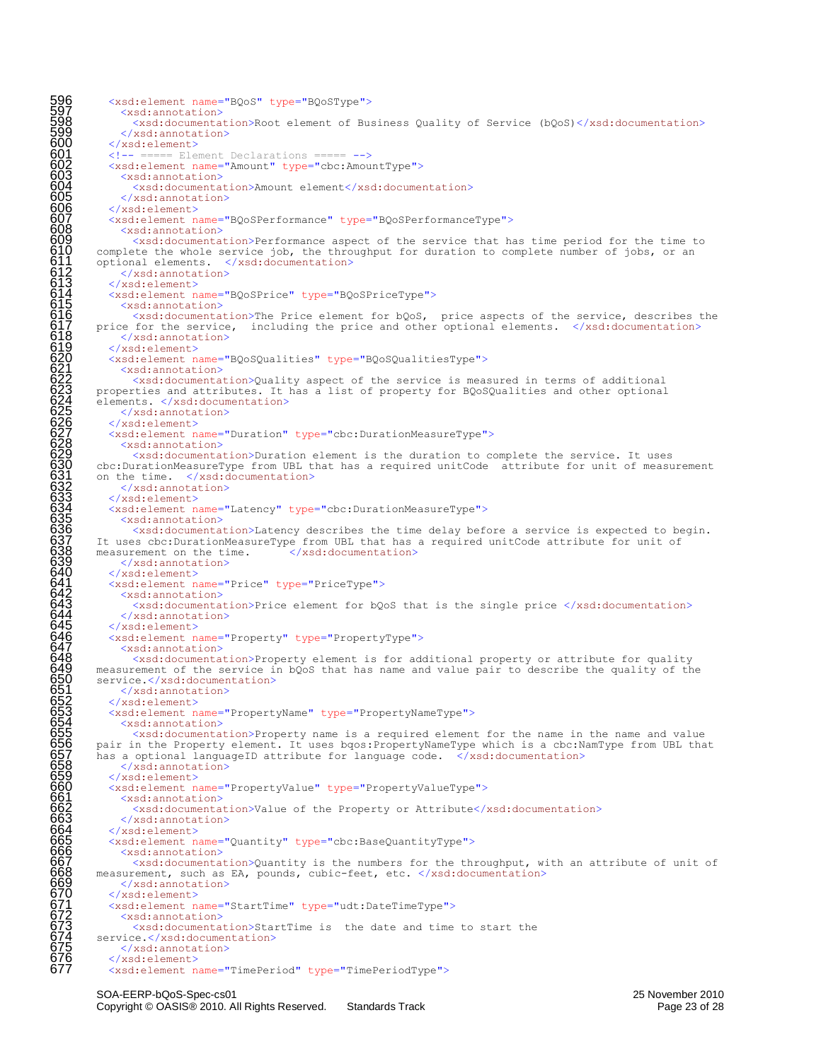```
596    <xsd:element name="BQoS" type="BQoSType">
597      <xsd:annotation>
598        <xsd:documentation>Root element of Business Quality of Service (bQoS)</xsd:documentation>
599      </xsd:annotation>
600    </xsd:element>
601    <!-- ===== Element Declarations ===== -->
602    <xsd:element name="Amount" type="cbc:AmountType">
603      <xsd:annotation>
604        <xsd:documentation>Amount element</xsd:documentation>
605      </xsd:annotation>
606    </xsd:element>
607    <xsd:element name="BQoSPerformance" type="BQoSPerformanceType">
608      <xsd:annotation>
609        <xsd:documentation>Performance aspect of the service that has time period for the time to
610  complete the whole service job, the throughput for duration to complete number of jobs, or an
611  optional elements.  </xsd:documentation>
612      </xsd:annotation>
613    </xsd:element>
614    <xsd:element name="BQoSPrice" type="BQoSPriceType">
615      <xsd:annotation>
616        <xsd:documentation>The Price element for bQoS,  price aspects of the service, describes the
617  price for the service,  including the price and other optional elements.  </xsd:documentation>
618      </xsd:annotation>
619    </xsd:element>
620    <xsd:element name="BQoSQualities" type="BQoSQualitiesType">
621      <xsd:annotation>
622        <xsd:documentation>Quality aspect of the service is measured in terms of additional
623  properties and attributes. It has a list of property for BQoSQualities and other optional
624  elements. </xsd:documentation>
625      </xsd:annotation>
626    </xsd:element>
627    <xsd:element name="Duration" type="cbc:DurationMeasureType">
628      <xsd:annotation>
629        <xsd:documentation>Duration element is the duration to complete the service. It uses
630  cbc:DurationMeasureType from UBL that has a required unitCode  attribute for unit of measurement
631  on the time.  </xsd:documentation>
632      </xsd:annotation>
633    </xsd:element>
634    <xsd:element name="Latency" type="cbc:DurationMeasureType">
635      <xsd:annotation>
636        <xsd:documentation>Latency describes the time delay before a service is expected to begin.
637  It uses cbc:DurationMeasureType from UBL that has a required unitCode attribute for unit of
638  measurement on the time.      </xsd:documentation>
639      </xsd:annotation>
640    </xsd:element>
641    <xsd:element name="Price" type="PriceType">
642      <xsd:annotation>
643        <xsd:documentation>Price element for bQoS that is the single price </xsd:documentation>
644      </xsd:annotation>
645    </xsd:element>
646    <xsd:element name="Property" type="PropertyType">
647      <xsd:annotation>
648        <xsd:documentation>Property element is for additional property or attribute for quality
649  measurement of the service in bQoS that has name and value pair to describe the quality of the
650  service.</xsd:documentation>
651      </xsd:annotation>
652    </xsd:element>
653    <xsd:element name="PropertyName" type="PropertyNameType">
654      <xsd:annotation>
655        <xsd:documentation>Property name is a required element for the name in the name and value
656  pair in the Property element. It uses bqos:PropertyNameType which is a cbc:NamType from UBL that
657  has a optional languageID attribute for language code.  </xsd:documentation>
658      </xsd:annotation>
659    </xsd:element>
660    <xsd:element name="PropertyValue" type="PropertyValueType">
661      <xsd:annotation>
662        <xsd:documentation>Value of the Property or Attribute</xsd:documentation>
663      </xsd:annotation>
664    </xsd:element>
665    <xsd:element name="Quantity" type="cbc:BaseQuantityType">
666      <xsd:annotation>
667        <xsd:documentation>Quantity is the numbers for the throughput, with an attribute of unit of
668  measurement, such as EA, pounds, cubic-feet, etc. </xsd:documentation>
669      </xsd:annotation>
670    </xsd:element>
671    <xsd:element name="StartTime" type="udt:DateTimeType">
672      <xsd:annotation>
673        <xsd:documentation>StartTime is  the date and time to start the
674  service.</xsd:documentation>
675      </xsd:annotation>
676    </xsd:element>
677    <xsd:element name="TimePeriod" type="TimePeriodType">
```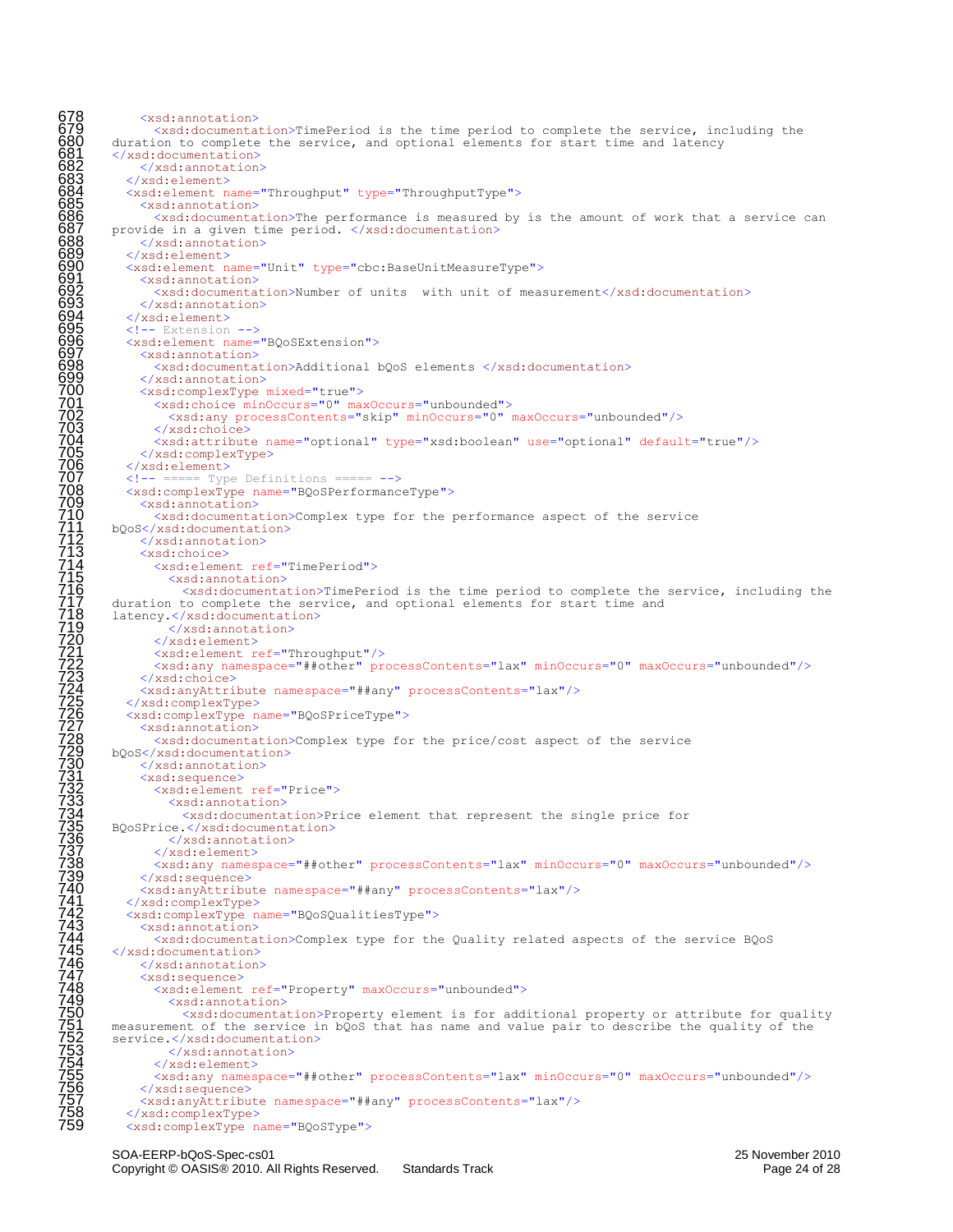```
678       <xsd:annotation>
679         <xsd:documentation>TimePeriod is the time period to complete the service, including the
680   duration to complete the service, and optional elements for start time and latency
681   </xsd:documentation>
682       </xsd:annotation>
683     </xsd:element>
684     <xsd:element name="Throughput" type="ThroughputType">
685       <xsd:annotation>
686         <xsd:documentation>The performance is measured by is the amount of work that a service can
687   provide in a given time period. </xsd:documentation>
688       </xsd:annotation>
689     </xsd:element>
690     <xsd:element name="Unit" type="cbc:BaseUnitMeasureType">
691       <xsd:annotation>
692         <xsd:documentation>Number of units  with unit of measurement</xsd:documentation>
693       </xsd:annotation>
694     </xsd:element>
695     <!-- Extension -->
696     <xsd:element name="BQoSExtension">
697       <xsd:annotation>
698         <xsd:documentation>Additional bQoS elements </xsd:documentation>
699       </xsd:annotation>
700       <xsd:complexType mixed="true">
701         <xsd:choice minOccurs="0" maxOccurs="unbounded">
702           <xsd:any processContents="skip" minOccurs="0" maxOccurs="unbounded"/>
703         </xsd:choice>
704         <xsd:attribute name="optional" type="xsd:boolean" use="optional" default="true"/>
705       </xsd:complexType>
706     </xsd:element>
707     <!-- ===== Type Definitions ===== -->
708     <xsd:complexType name="BQoSPerformanceType">
709       <xsd:annotation>
710         <xsd:documentation>Complex type for the performance aspect of the service
711   bQoS</xsd:documentation>
712       </xsd:annotation>
713       <xsd:choice>
714         <xsd:element ref="TimePeriod">
715           <xsd:annotation>
716             <xsd:documentation>TimePeriod is the time period to complete the service, including the
717   duration to complete the service, and optional elements for start time and
718   latency.</xsd:documentation>
719           </xsd:annotation>
720         </xsd:element>
721         <xsd:element ref="Throughput"/>
722         <xsd:any namespace="##other" processContents="lax" minOccurs="0" maxOccurs="unbounded"/>
723       </xsd:choice>
724       <xsd:anyAttribute namespace="##any" processContents="lax"/>
725     </xsd:complexType>
726     <xsd:complexType name="BQoSPriceType">
727       <xsd:annotation>
728         <xsd:documentation>Complex type for the price/cost aspect of the service
729   bQoS</xsd:documentation>
730       </xsd:annotation>
731       <xsd:sequence>
732         <xsd:element ref="Price">
733           <xsd:annotation>
734             <xsd:documentation>Price element that represent the single price for
735   BQoSPrice.</xsd:documentation>
736           </xsd:annotation>
737         </xsd:element>
738         <xsd:any namespace="##other" processContents="lax" minOccurs="0" maxOccurs="unbounded"/>
739       </xsd:sequence>
740       <xsd:anyAttribute namespace="##any" processContents="lax"/>
741     </xsd:complexType>
742     <xsd:complexType name="BQoSQualitiesType">
743       <xsd:annotation>
744         <xsd:documentation>Complex type for the Quality related aspects of the service BQoS
745   </xsd:documentation>
746       </xsd:annotation>
747       <xsd:sequence>
748         <xsd:element ref="Property" maxOccurs="unbounded">
749           <xsd:annotation>
750             <xsd:documentation>Property element is for additional property or attribute for quality
751   measurement of the service in bQoS that has name and value pair to describe the quality of the
752   service.</xsd:documentation>
753           </xsd:annotation>
754         </xsd:element>
755         <xsd:any namespace="##other" processContents="lax" minOccurs="0" maxOccurs="unbounded"/>
756       </xsd:sequence>
757       <xsd:anyAttribute namespace="##any" processContents="lax"/>
758     </xsd:complexType>
759     <xsd:complexType name="BQoSType">
```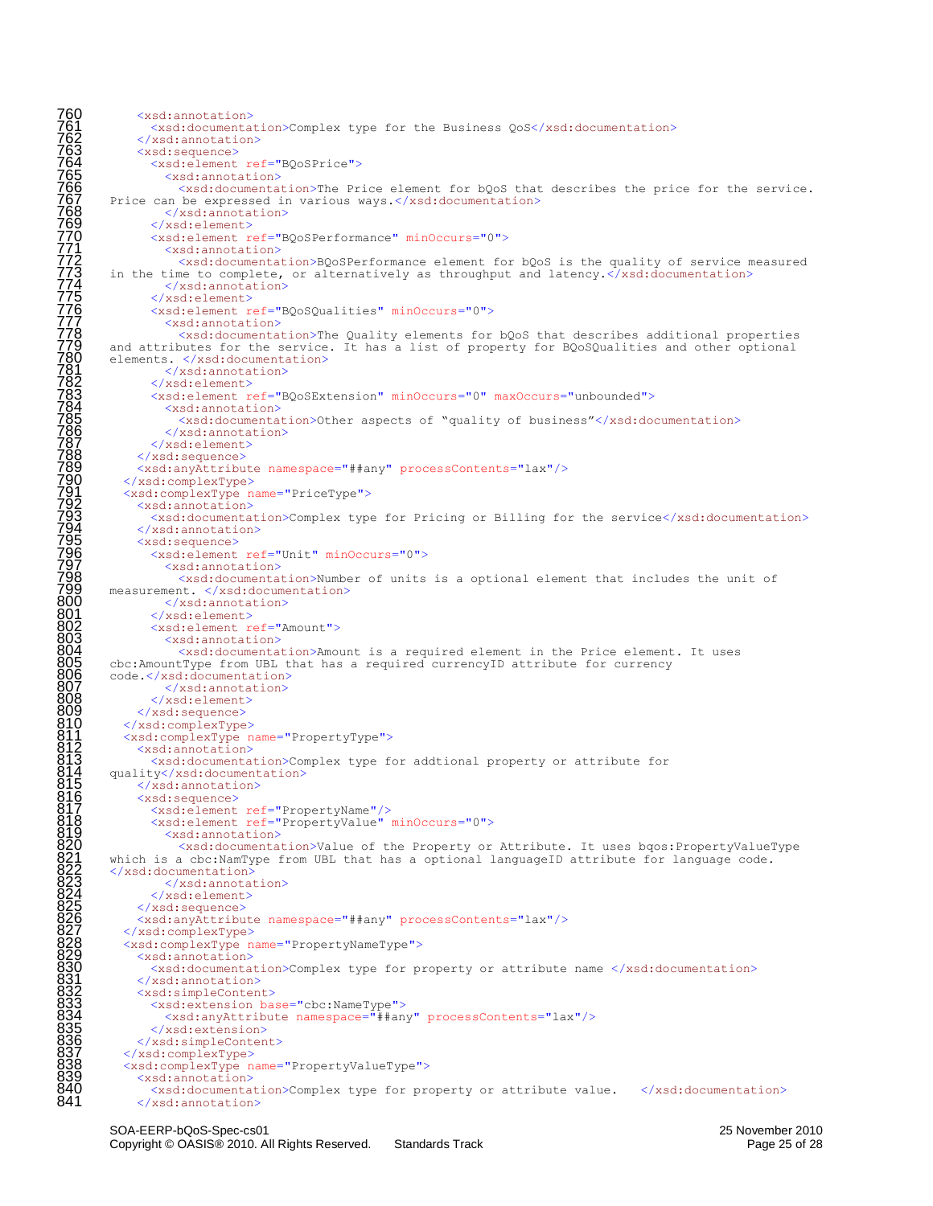```
760      <xsd:annotation>
761        <xsd:documentation>Complex type for the Business QoS</xsd:documentation>
762      </xsd:annotation>
763      <xsd:sequence>
764        <xsd:element ref="BQoSPrice">
765          <xsd:annotation>
766            <xsd:documentation>The Price element for bQoS that describes the price for the service.
767  Price can be expressed in various ways.</xsd:documentation>
768          </xsd:annotation>
769        </xsd:element>
770        <xsd:element ref="BQoSPerformance" minOccurs="0">
771          <xsd:annotation>
772            <xsd:documentation>BQoSPerformance element for bQoS is the quality of service measured
773  in the time to complete, or alternatively as throughput and latency.</xsd:documentation>
774          </xsd:annotation>
775        </xsd:element>
776        <xsd:element ref="BQoSQualities" minOccurs="0">
777          <xsd:annotation>
778            <xsd:documentation>The Quality elements for bQoS that describes additional properties
779  and attributes for the service. It has a list of property for BQoSQualities and other optional
780  elements. </xsd:documentation>
781          </xsd:annotation>
782        </xsd:element>
783        <xsd:element ref="BQoSExtension" minOccurs="0" maxOccurs="unbounded">
784          <xsd:annotation>
785            <xsd:documentation>Other aspects of "quality of business"</xsd:documentation>
786          </xsd:annotation>
787        </xsd:element>
788      </xsd:sequence>
789      <xsd:anyAttribute namespace="##any" processContents="lax"/>
790    </xsd:complexType>
791    <xsd:complexType name="PriceType">
792      <xsd:annotation>
793        <xsd:documentation>Complex type for Pricing or Billing for the service</xsd:documentation>
794      </xsd:annotation>
795      <xsd:sequence>
796        <xsd:element ref="Unit" minOccurs="0">
797          <xsd:annotation>
798            <xsd:documentation>Number of units is a optional element that includes the unit of
799  measurement. </xsd:documentation>
800          </xsd:annotation>
801        </xsd:element>
802        <xsd:element ref="Amount">
803          <xsd:annotation>
804            <xsd:documentation>Amount is a required element in the Price element. It uses
805  cbc:AmountType from UBL that has a required currencyID attribute for currency
806  code.</xsd:documentation>
807          </xsd:annotation>
808        </xsd:element>
809      </xsd:sequence>
810    </xsd:complexType>
811    <xsd:complexType name="PropertyType">
812      <xsd:annotation>
813        <xsd:documentation>Complex type for addtional property or attribute for
814  quality</xsd:documentation>
815      </xsd:annotation>
816      <xsd:sequence>
817        <xsd:element ref="PropertyName"/>
818        <xsd:element ref="PropertyValue" minOccurs="0">
819          <xsd:annotation>
820            <xsd:documentation>Value of the Property or Attribute. It uses bqos:PropertyValueType
821  which is a cbc:NamType from UBL that has a optional languageID attribute for language code.
822  </xsd:documentation>
823          </xsd:annotation>
824        </xsd:element>
825      </xsd:sequence>
826      <xsd:anyAttribute namespace="##any" processContents="lax"/>
827    </xsd:complexType>
828    <xsd:complexType name="PropertyNameType">
829      <xsd:annotation>
830        <xsd:documentation>Complex type for property or attribute name </xsd:documentation>
831      </xsd:annotation>
832      <xsd:simpleContent>
833        <xsd:extension base="cbc:NameType">
834          <xsd:anyAttribute namespace="##any" processContents="lax"/>
835        </xsd:extension>
836      </xsd:simpleContent>
837    </xsd:complexType>
838    <xsd:complexType name="PropertyValueType">
839      <xsd:annotation>
840        <xsd:documentation>Complex type for property or attribute value.   </xsd:documentation>
841      </xsd:annotation>
```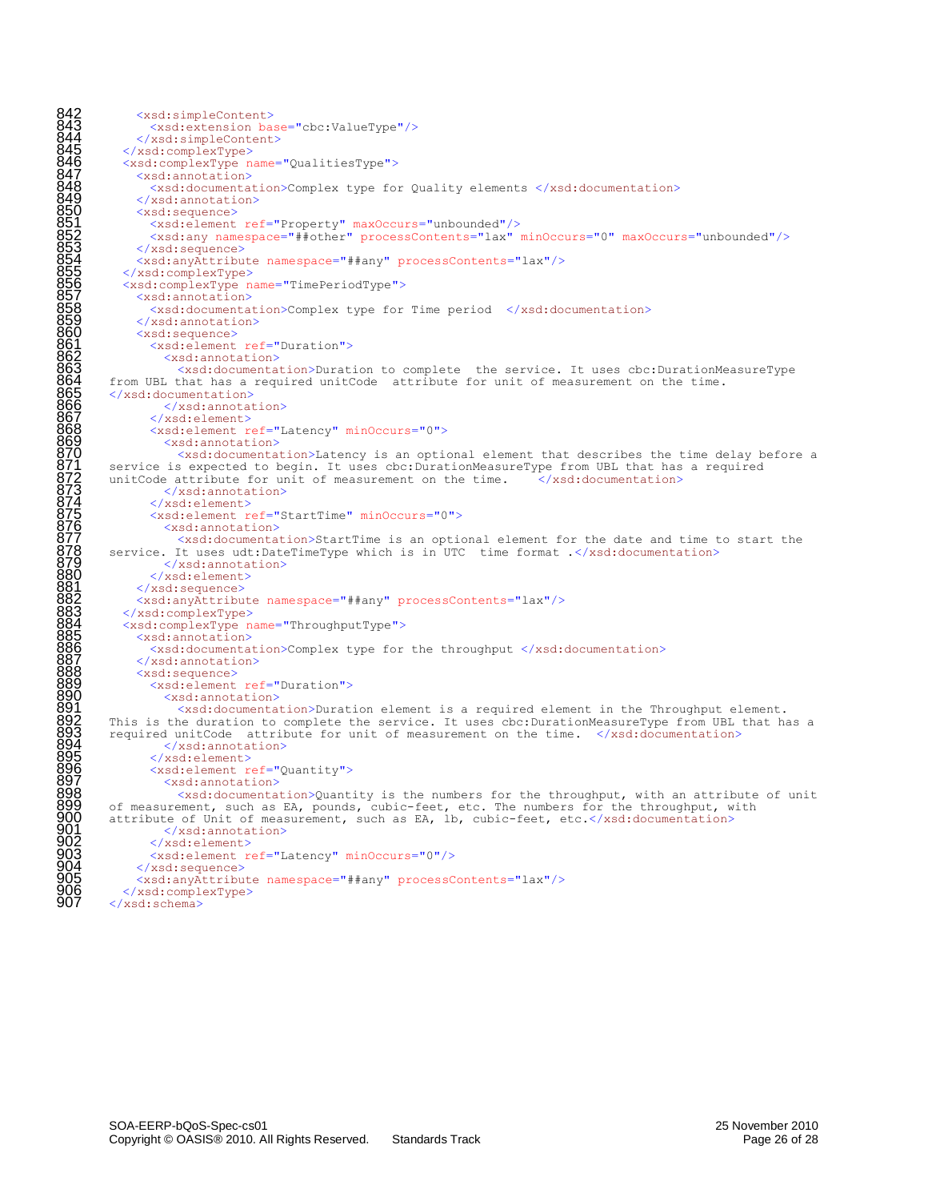```
842        <xsd:simpleContent>
843          <xsd:extension base="cbc:ValueType"/>
844        </xsd:simpleContent>
845      </xsd:complexType>
846      <xsd:complexType name="QualitiesType">
847        <xsd:annotation>
848          <xsd:documentation>Complex type for Quality elements </xsd:documentation>
849        </xsd:annotation>
850        <xsd:sequence>
851          <xsd:element ref="Property" maxOccurs="unbounded"/>
852          <xsd:any namespace="##other" processContents="lax" minOccurs="0" maxOccurs="unbounded"/>
853        </xsd:sequence>
854        <xsd:anyAttribute namespace="##any" processContents="lax"/>
855      </xsd:complexType>
856      <xsd:complexType name="TimePeriodType">
857        <xsd:annotation>
858          <xsd:documentation>Complex type for Time period  </xsd:documentation>
859        </xsd:annotation>
860        <xsd:sequence>
861          <xsd:element ref="Duration">
862            <xsd:annotation>
863              <xsd:documentation>Duration to complete  the service. It uses cbc:DurationMeasureType
864    from UBL that has a required unitCode  attribute for unit of measurement on the time.
865    </xsd:documentation>
866            </xsd:annotation>
867          </xsd:element>
868          <xsd:element ref="Latency" minOccurs="0">
869            <xsd:annotation>
870              <xsd:documentation>Latency is an optional element that describes the time delay before a
871    service is expected to begin. It uses cbc:DurationMeasureType from UBL that has a required
872    unitCode attribute for unit of measurement on the time.    </xsd:documentation>
873            </xsd:annotation>
874          </xsd:element>
875          <xsd:element ref="StartTime" minOccurs="0">
876            <xsd:annotation>
877              <xsd:documentation>StartTime is an optional element for the date and time to start the
878    service. It uses udt:DateTimeType which is in UTC  time format .</xsd:documentation>
879            </xsd:annotation>
880          </xsd:element>
881        </xsd:sequence>
882        <xsd:anyAttribute namespace="##any" processContents="lax"/>
883      </xsd:complexType>
884      <xsd:complexType name="ThroughputType">
885        <xsd:annotation>
886          <xsd:documentation>Complex type for the throughput </xsd:documentation>
887        </xsd:annotation>
888        <xsd:sequence>
889          <xsd:element ref="Duration">
890            <xsd:annotation>
891              <xsd:documentation>Duration element is a required element in the Throughput element.
892    This is the duration to complete the service. It uses cbc:DurationMeasureType from UBL that has a
893    required unitCode  attribute for unit of measurement on the time.  </xsd:documentation>
894            </xsd:annotation>
895          </xsd:element>
896          <xsd:element ref="Quantity">
897            <xsd:annotation>
898              <xsd:documentation>Quantity is the numbers for the throughput, with an attribute of unit
899    of measurement, such as EA, pounds, cubic-feet, etc. The numbers for the throughput, with
900    attribute of Unit of measurement, such as EA, lb, cubic-feet, etc.</xsd:documentation>
901            </xsd:annotation>
902          </xsd:element>
903          <xsd:element ref="Latency" minOccurs="0"/>
904        </xsd:sequence>
905        <xsd:anyAttribute namespace="##any" processContents="lax"/>
906      </xsd:complexType>
907    </xsd:schema>
```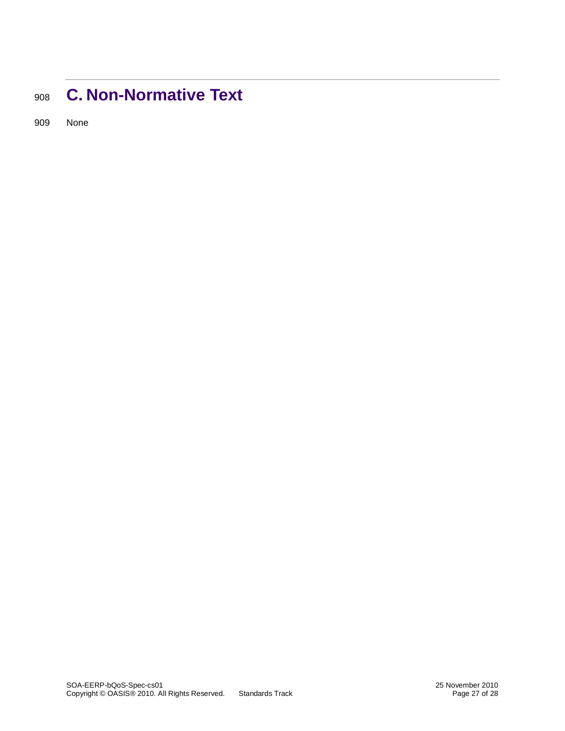# C. Non-Normative Text

None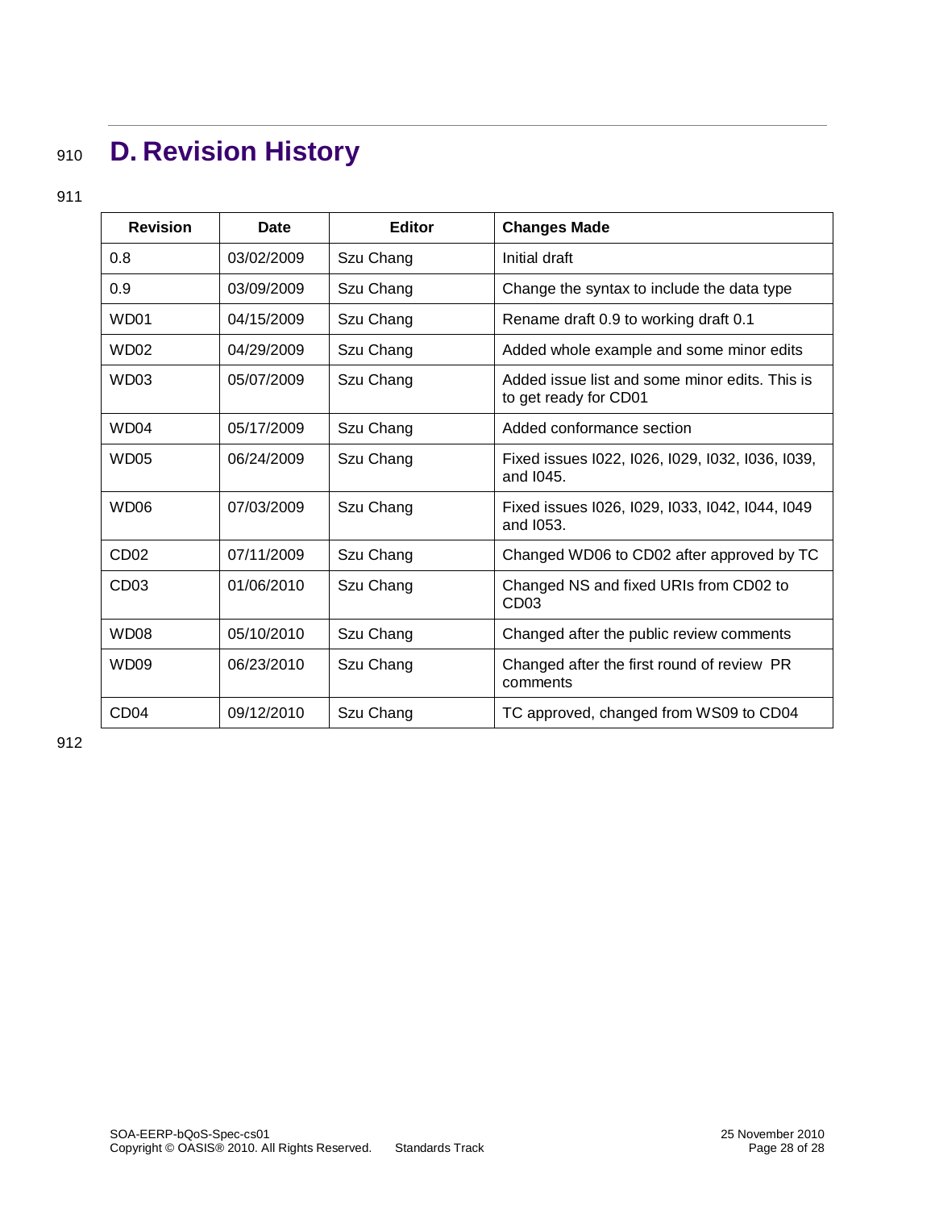# D. Revision History

| Revision | Date | Editor | Changes Made |
|---|---|---|---|
| 0.8 | 03/02/2009 | Szu Chang | Initial draft |
| 0.9 | 03/09/2009 | Szu Chang | Change the syntax to include the data type |
| WD01 | 04/15/2009 | Szu Chang | Rename draft 0.9 to working draft 0.1 |
| WD02 | 04/29/2009 | Szu Chang | Added whole example and some minor edits |
| WD03 | 05/07/2009 | Szu Chang | Added issue list and some minor edits. This is to get ready for CD01 |
| WD04 | 05/17/2009 | Szu Chang | Added conformance section |
| WD05 | 06/24/2009 | Szu Chang | Fixed issues I022, I026, I029, I032, I036, I039, and I045. |
| WD06 | 07/03/2009 | Szu Chang | Fixed issues I026, I029, I033, I042, I044, I049 and I053. |
| CD02 | 07/11/2009 | Szu Chang | Changed WD06 to CD02 after approved by TC |
| CD03 | 01/06/2010 | Szu Chang | Changed NS and fixed URIs from CD02 to CD03 |
| WD08 | 05/10/2010 | Szu Chang | Changed after the public review comments |
| WD09 | 06/23/2010 | Szu Chang | Changed after the first round of review PR comments |
| CD04 | 09/12/2010 | Szu Chang | TC approved, changed from WS09 to CD04 |